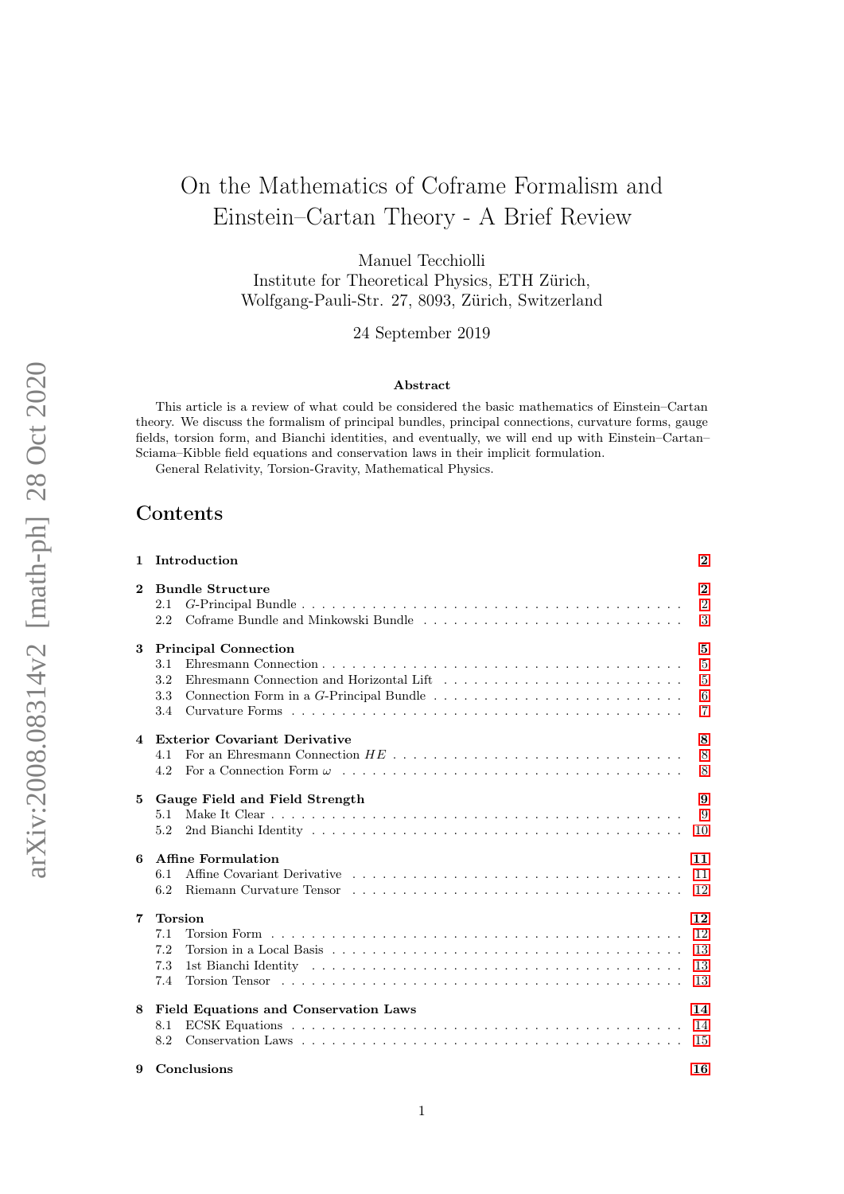# On the Mathematics of Coframe Formalism and Einstein–Cartan Theory - A Brief Review

Manuel Tecchiolli
Institute for Theoretical Physics, ETH Zürich,
Wolfgang-Pauli-Str. 27, 8093, Zürich, Switzerland

24 September 2019

arXiv:2008.08314v2 [math-ph] 28 Oct 2020

### Abstract

This article is a review of what could be considered the basic mathematics of Einstein–Cartan theory. We discuss the formalism of principal bundles, principal connections, curvature forms, gauge fields, torsion form, and Bianchi identities, and eventually, we will end up with Einstein–Cartan–Sciama–Kibble field equations and conservation laws in their implicit formulation.

General Relativity, Torsion-Gravity, Mathematical Physics.

## Contents

- **1 Introduction** — 2
- **2 Bundle Structure** — 2
  - 2.1 $G$-Principal Bundle — 2
  - 2.2 Coframe Bundle and Minkowski Bundle — 3
- **3 Principal Connection** — 5
  - 3.1 Ehresmann Connection — 5
  - 3.2 Ehresmann Connection and Horizontal Lift — 5
  - 3.3 Connection Form in a $G$-Principal Bundle — 6
  - 3.4 Curvature Forms — 7
- **4 Exterior Covariant Derivative** — 8
  - 4.1 For an Ehresmann Connection $HE$ — 8
  - 4.2 For a Connection Form $\omega$ — 8
- **5 Gauge Field and Field Strength** — 9
  - 5.1 Make It Clear — 9
  - 5.2 2nd Bianchi Identity — 10
- **6 Affine Formulation** — 11
  - 6.1 Affine Covariant Derivative — 11
  - 6.2 Riemann Curvature Tensor — 12
- **7 Torsion** — 12
  - 7.1 Torsion Form — 12
  - 7.2 Torsion in a Local Basis — 13
  - 7.3 1st Bianchi Identity — 13
  - 7.4 Torsion Tensor — 13
- **8 Field Equations and Conservation Laws** — 14
  - 8.1 ECSK Equations — 14
  - 8.2 Conservation Laws — 15
- **9 Conclusions** — 16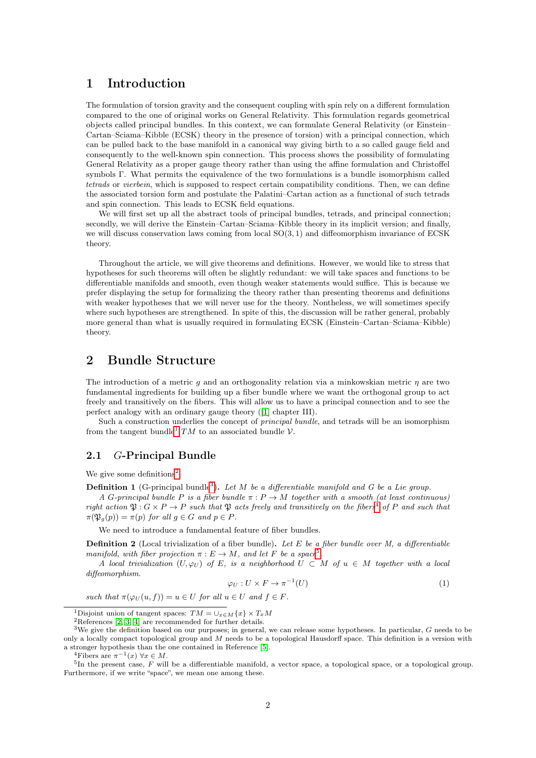# 1 Introduction

The formulation of torsion gravity and the consequent coupling with spin rely on a different formulation compared to the one of original works on General Relativity. This formulation regards geometrical objects called principal bundles. In this context, we can formulate General Relativity (or Einstein–Cartan–Sciama–Kibble (ECSK) theory in the presence of torsion) with a principal connection, which can be pulled back to the base manifold in a canonical way giving birth to a so called gauge field and consequently to the well-known spin connection. This process shows the possibility of formulating General Relativity as a proper gauge theory rather than using the affine formulation and Christoffel symbols $\Gamma$. What permits the equivalence of the two formulations is a bundle isomorphism called *tetrads* or *vierbein*, which is supposed to respect certain compatibility conditions. Then, we can define the associated torsion form and postulate the Palatini–Cartan action as a functional of such tetrads and spin connection. This leads to ECSK field equations.

We will first set up all the abstract tools of principal bundles, tetrads, and principal connection; secondly, we will derive the Einstein–Cartan–Sciama–Kibble theory in its implicit version; and finally, we will discuss conservation laws coming from local $\mathrm{SO}(3,1)$ and diffeomorphism invariance of ECSK theory.

Throughout the article, we will give theorems and definitions. However, we would like to stress that hypotheses for such theorems will often be slightly redundant: we will take spaces and functions to be differentiable manifolds and smooth, even though weaker statements would suffice. This is because we prefer displaying the setup for formalizing the theory rather than presenting theorems and definitions with weaker hypotheses that we will never use for the theory. Nontheless, we will sometimes specify where such hypotheses are strengthened. In spite of this, the discussion will be rather general, probably more general than what is usually required in formulating ECSK (Einstein–Cartan–Sciama–Kibble) theory.

# 2 Bundle Structure

The introduction of a metric $g$ and an orthogonality relation via a minkowskian metric $\eta$ are two fundamental ingredients for building up a fiber bundle where we want the orthogonal group to act freely and transitively on the fibers. This will allow us to have a principal connection and to see the perfect analogy with an ordinary gauge theory ([1] chapter III).

Such a construction underlies the concept of *principal bundle*, and tetrads will be an isomorphism from the tangent bundle[1] $TM$ to an associated bundle $\mathcal{V}$.

## 2.1 $G$-Principal Bundle

We give some definitions[2].

**Definition 1** (G-principal bundle[3]). *Let $M$ be a differentiable manifold and $G$ be a Lie group.*

*A $G$-principal bundle $P$ is a fiber bundle $\pi : P \to M$ together with a smooth (at least continuous) right action $\mathfrak{P} : G \times P \to P$ such that $\mathfrak{P}$ acts freely and transitively on the fibers[4] of $P$ and such that $\pi(\mathfrak{P}_g(p)) = \pi(p)$ for all $g \in G$ and $p \in P$.*

We need to introduce a fundamental feature of fiber bundles.

**Definition 2** (Local trivialization of a fiber bundle). *Let $E$ be a fiber bundle over $M$, a differentiable manifold, with fiber projection $\pi : E \to M$, and let $F$ be a space[5].*

*A local trivialization $(U, \varphi_U)$ of $E$, is a neighborhood $U \subset M$ of $u \in M$ together with a local diffeomorphism.*

$$\varphi_U : U \times F \to \pi^{-1}(U) \tag{1}$$

*such that $\pi(\varphi_U(u, f)) = u \in U$ for all $u \in U$ and $f \in F$.*

---

[1] Disjoint union of tangent spaces: $TM = \cup_{x\in M}\{x\} \times T_xM$

[2] References [2, 3, 4] are recommended for further details.

[3] We give the definition based on our purposes; in general, we can release some hypotheses. In particular, $G$ needs to be only a locally compact topological group and $M$ needs to be a topological Hausdorff space. This definition is a version with a stronger hypothesis than the one contained in Reference [5].

[4] Fibers are $\pi^{-1}(x)\ \forall x \in M$.

[5] In the present case, $F$ will be a differentiable manifold, a vector space, a topological space, or a topological group. Furthermore, if we write "space", we mean one among these.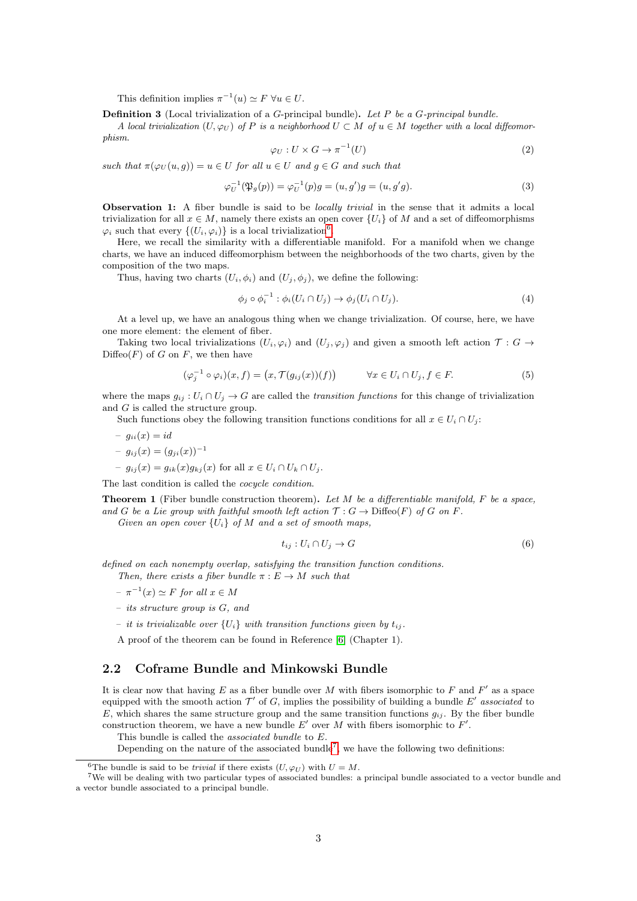This definition implies $\pi^{-1}(u) \simeq F \; \forall u \in U$.

**Definition 3** (Local trivialization of a $G$-principal bundle)**.** *Let $P$ be a $G$-principal bundle.*

*A local trivialization $(U, \varphi_U)$ of $P$ is a neighborhood $U \subset M$ of $u \in M$ together with a local diffeomorphism.*

$$\varphi_U : U \times G \to \pi^{-1}(U) \tag{2}$$

*such that $\pi(\varphi_U(u, g)) = u \in U$ for all $u \in U$ and $g \in G$ and such that*

$$\varphi_U^{-1}(\mathfrak{P}_g(p)) = \varphi_U^{-1}(p)g = (u, g')g = (u, g'g). \tag{3}$$

**Observation 1:** A fiber bundle is said to be *locally trivial* in the sense that it admits a local trivialization for all $x \in M$, namely there exists an open cover $\{U_i\}$ of $M$ and a set of diffeomorphisms $\varphi_i$ such that every $\{(U_i, \varphi_i)\}$ is a local trivialization[6].

Here, we recall the similarity with a differentiable manifold. For a manifold when we change charts, we have an induced diffeomorphism between the neighborhoods of the two charts, given by the composition of the two maps.

Thus, having two charts $(U_i, \phi_i)$ and $(U_j, \phi_j)$, we define the following:

$$\phi_j \circ \phi_i^{-1} : \phi_i(U_i \cap U_j) \to \phi_j(U_i \cap U_j). \tag{4}$$

At a level up, we have an analogous thing when we change trivialization. Of course, here, we have one more element: the element of fiber.

Taking two local trivializations $(U_i, \varphi_i)$ and $(U_j, \varphi_j)$ and given a smooth left action $\mathcal{T} : G \to \mathrm{Diffeo}(F)$ of $G$ on $F$, we then have

$$(\varphi_j^{-1} \circ \varphi_i)(x, f) = \big(x, \mathcal{T}(g_{ij}(x))(f)\big) \qquad \forall x \in U_i \cap U_j, f \in F. \tag{5}$$

where the maps $g_{ij} : U_i \cap U_j \to G$ are called the *transition functions* for this change of trivialization and $G$ is called the structure group.

Such functions obey the following transition functions conditions for all $x \in U_i \cap U_j$:

- $g_{ii}(x) = id$
- $g_{ij}(x) = (g_{ji}(x))^{-1}$
- $g_{ij}(x) = g_{ik}(x)g_{kj}(x)$ for all $x \in U_i \cap U_k \cap U_j$.

The last condition is called the *cocycle condition*.

**Theorem 1** (Fiber bundle construction theorem)**.** *Let $M$ be a differentiable manifold, $F$ be a space, and $G$ be a Lie group with faithful smooth left action $\mathcal{T} : G \to \mathrm{Diffeo}(F)$ of $G$ on $F$.*

*Given an open cover $\{U_i\}$ of $M$ and a set of smooth maps,*

$$t_{ij} : U_i \cap U_j \to G \tag{6}$$

*defined on each nonempty overlap, satisfying the transition function conditions.*

*Then, there exists a fiber bundle $\pi : E \to M$ such that*

- *$\pi^{-1}(x) \simeq F$ for all $x \in M$*
- *its structure group is $G$, and*
- *it is trivializable over $\{U_i\}$ with transition functions given by $t_{ij}$.*

A proof of the theorem can be found in Reference [6] (Chapter 1).

## 2.2 Coframe Bundle and Minkowski Bundle

It is clear now that having $E$ as a fiber bundle over $M$ with fibers isomorphic to $F$ and $F'$ as a space equipped with the smooth action $\mathcal{T}'$ of $G$, implies the possibility of building a bundle $E'$ *associated* to $E$, which shares the same structure group and the same transition functions $g_{ij}$. By the fiber bundle construction theorem, we have a new bundle $E'$ over $M$ with fibers isomorphic to $F'$.

This bundle is called the *associated bundle* to $E$.

Depending on the nature of the associated bundle[7], we have the following two definitions:

[6] The bundle is said to be *trivial* if there exists $(U, \varphi_U)$ with $U = M$.

[7] We will be dealing with two particular types of associated bundles: a principal bundle associated to a vector bundle and a vector bundle associated to a principal bundle.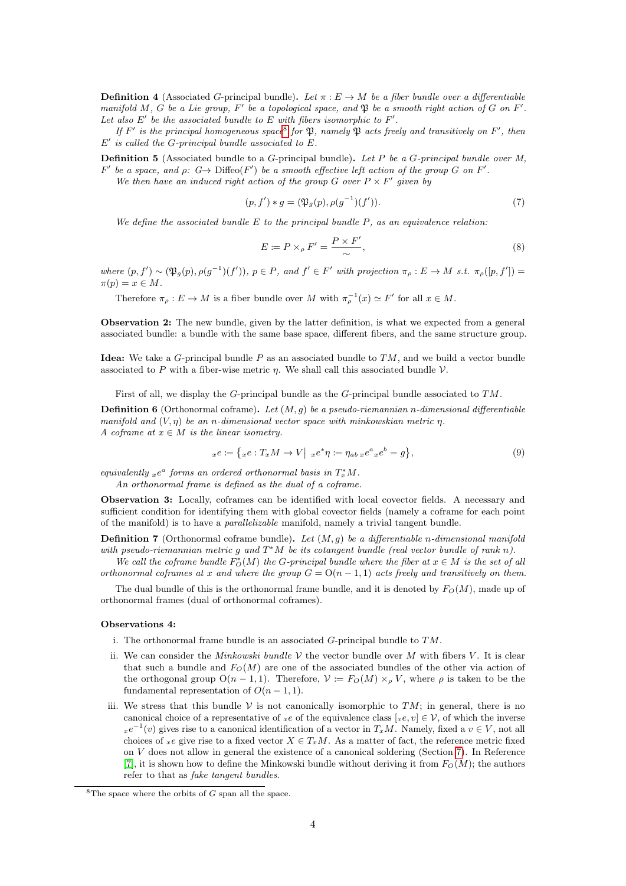**Definition 4** (Associated $G$-principal bundle)**.** *Let $\pi : E \to M$ be a fiber bundle over a differentiable manifold $M$, $G$ be a Lie group, $F'$ be a topological space, and $\mathfrak{P}$ be a smooth right action of $G$ on $F'$. Let also $E'$ be the associated bundle to $E$ with fibers isomorphic to $F'$.*

*If $F'$ is the principal homogeneous space*[8] *for $\mathfrak{P}$, namely $\mathfrak{P}$ acts freely and transitively on $F'$, then $E'$ is called the $G$-principal bundle associated to $E$.*

**Definition 5** (Associated bundle to a $G$-principal bundle)**.** *Let $P$ be a $G$-principal bundle over $M$, $F'$ be a space, and $\rho$: $G \to \mathrm{Diffeo}(F')$ be a smooth effective left action of the group $G$ on $F'$.*

*We then have an induced right action of the group $G$ over $P \times F'$ given by*

$$(p, f') * g = (\mathfrak{P}_g(p), \rho(g^{-1})(f')). \tag{7}$$

*We define the associated bundle $E$ to the principal bundle $P$, as an equivalence relation:*

$$E := P \times_\rho F' = \frac{P \times F'}{\sim}, \tag{8}$$

*where $(p, f') \sim (\mathfrak{P}_g(p), \rho(g^{-1})(f'))$, $p \in P$, and $f' \in F'$ with projection $\pi_\rho : E \to M$ s.t. $\pi_\rho([p, f']) = \pi(p) = x \in M$.*

Therefore $\pi_\rho : E \to M$ is a fiber bundle over $M$ with $\pi_\rho^{-1}(x) \simeq F'$ for all $x \in M$.

**Observation 2:** The new bundle, given by the latter definition, is what we expected from a general associated bundle: a bundle with the same base space, different fibers, and the same structure group.

**Idea:** We take a $G$-principal bundle $P$ as an associated bundle to $TM$, and we build a vector bundle associated to $P$ with a fiber-wise metric $\eta$. We shall call this associated bundle $\mathcal{V}$.

First of all, we display the $G$-principal bundle as the $G$-principal bundle associated to $TM$.

**Definition 6** (Orthonormal coframe)**.** *Let $(M, g)$ be a pseudo-riemannian $n$-dimensional differentiable manifold and $(V, \eta)$ be an $n$-dimensional vector space with minkowskian metric $\eta$. A coframe at $x \in M$ is the linear isometry.*

$$_x e := \left\{ {_x e} : T_x M \to V \big|\ {_x e}^* \eta := \eta_{ab}\, {_x e}^a\, {_x e}^b = g \right\}, \tag{9}$$

*equivalently $_x e^a$ forms an ordered orthonormal basis in $T^*_x M$.*

*An orthonormal frame is defined as the dual of a coframe.*

**Observation 3:** Locally, coframes can be identified with local covector fields. A necessary and sufficient condition for identifying them with global covector fields (namely a coframe for each point of the manifold) is to have a *parallelizable* manifold, namely a trivial tangent bundle.

**Definition 7** (Orthonormal coframe bundle)**.** *Let $(M, g)$ be a differentiable $n$-dimensional manifold with pseudo-riemannian metric $g$ and $T^*M$ be its cotangent bundle (real vector bundle of rank $n$).*

*We call the coframe bundle $F^*_O(M)$ the $G$-principal bundle where the fiber at $x \in M$ is the set of all orthonormal coframes at $x$ and where the group $G = \mathrm{O}(n-1, 1)$ acts freely and transitively on them.*

The dual bundle of this is the orthonormal frame bundle, and it is denoted by $F_O(M)$, made up of orthonormal frames (dual of orthonormal coframes).

**Observations 4:**

i. The orthonormal frame bundle is an associated $G$-principal bundle to $TM$.

ii. We can consider the *Minkowski bundle* $\mathcal{V}$ the vector bundle over $M$ with fibers $V$. It is clear that such a bundle and $F_O(M)$ are one of the associated bundles of the other via action of the orthogonal group $\mathrm{O}(n-1, 1)$. Therefore, $\mathcal{V} := F_O(M) \times_\rho V$, where $\rho$ is taken to be the fundamental representation of $O(n-1, 1)$.

iii. We stress that this bundle $\mathcal{V}$ is not canonically isomorphic to $TM$; in general, there is no canonical choice of a representative of $_x e$ of the equivalence class $[_x e, v] \in \mathcal{V}$, of which the inverse $_x e^{-1}(v)$ gives rise to a canonical identification of a vector in $T_x M$. Namely, fixed a $v \in V$, not all choices of $_x e$ give rise to a fixed vector $X \in T_x M$. As a matter of fact, the reference metric fixed on $V$ does not allow in general the existence of a canonical soldering (Section 7). In Reference [7], it is shown how to define the Minkowski bundle without deriving it from $F_O(M)$; the authors refer to that as *fake tangent bundles*.

[8] The space where the orbits of $G$ span all the space.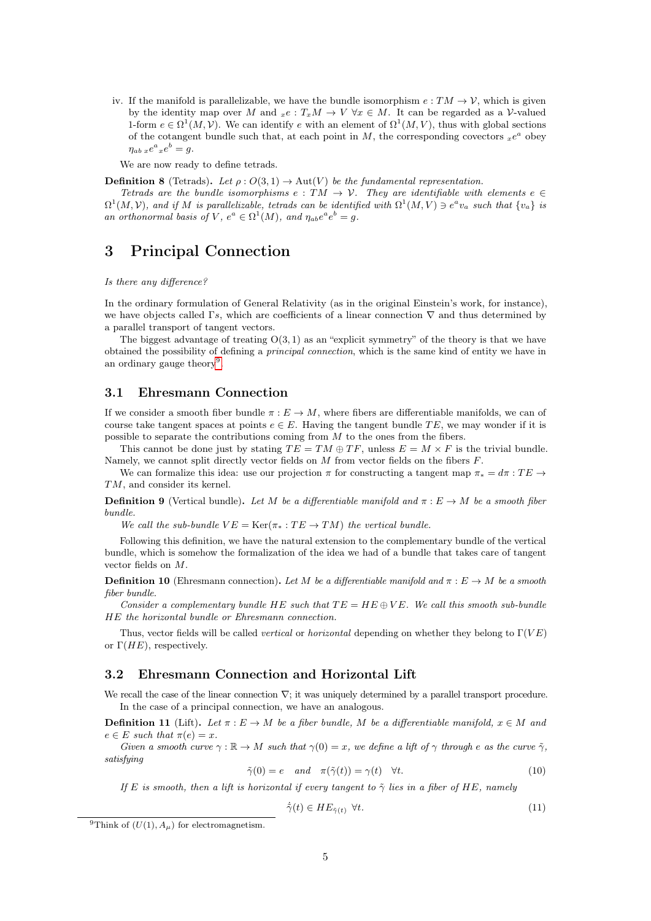iv. If the manifold is parallelizable, we have the bundle isomorphism $e : TM \to \mathcal{V}$, which is given by the identity map over $M$ and ${}_x e : T_x M \to V \ \forall x \in M$. It can be regarded as a $\mathcal{V}$-valued 1-form $e \in \Omega^1(M, \mathcal{V})$. We can identify $e$ with an element of $\Omega^1(M, V)$, thus with global sections of the cotangent bundle such that, at each point in $M$, the corresponding covectors ${}_x e^a$ obey $\eta_{ab} \, {}_x e^a \, {}_x e^b = g$.

We are now ready to define tetrads.

**Definition 8** (Tetrads)**.** *Let $\rho : O(3,1) \to \mathrm{Aut}(V)$ be the fundamental representation.*

*Tetrads are the bundle isomorphisms $e : TM \to \mathcal{V}$. They are identifiable with elements $e \in \Omega^1(M, \mathcal{V})$, and if $M$ is parallelizable, tetrads can be identified with $\Omega^1(M, V) \ni e^a v_a$ such that $\{v_a\}$ is an orthonormal basis of $V$, $e^a \in \Omega^1(M)$, and $\eta_{ab} e^a e^b = g$.*

# 3 Principal Connection

*Is there any difference?*

In the ordinary formulation of General Relativity (as in the original Einstein's work, for instance), we have objects called $\Gamma$s, which are coefficients of a linear connection $\nabla$ and thus determined by a parallel transport of tangent vectors.

The biggest advantage of treating $\mathrm{O}(3,1)$ as an "explicit symmetry" of the theory is that we have obtained the possibility of defining a *principal connection*, which is the same kind of entity we have in an ordinary gauge theory[9].

## 3.1 Ehresmann Connection

If we consider a smooth fiber bundle $\pi : E \to M$, where fibers are differentiable manifolds, we can of course take tangent spaces at points $e \in E$. Having the tangent bundle $TE$, we may wonder if it is possible to separate the contributions coming from $M$ to the ones from the fibers.

This cannot be done just by stating $TE = TM \oplus TF$, unless $E = M \times F$ is the trivial bundle. Namely, we cannot split directly vector fields on $M$ from vector fields on the fibers $F$.

We can formalize this idea: use our projection $\pi$ for constructing a tangent map $\pi_* = d\pi : TE \to TM$, and consider its kernel.

**Definition 9** (Vertical bundle)**.** *Let $M$ be a differentiable manifold and $\pi : E \to M$ be a smooth fiber bundle.*

*We call the sub-bundle $VE = \mathrm{Ker}(\pi_* : TE \to TM)$ the vertical bundle.*

Following this definition, we have the natural extension to the complementary bundle of the vertical bundle, which is somehow the formalization of the idea we had of a bundle that takes care of tangent vector fields on $M$.

**Definition 10** (Ehresmann connection)**.** *Let $M$ be a differentiable manifold and $\pi : E \to M$ be a smooth fiber bundle.*

*Consider a complementary bundle $HE$ such that $TE = HE \oplus VE$. We call this smooth sub-bundle $HE$ the horizontal bundle or Ehresmann connection.*

Thus, vector fields will be called *vertical* or *horizontal* depending on whether they belong to $\Gamma(VE)$ or $\Gamma(HE)$, respectively.

## 3.2 Ehresmann Connection and Horizontal Lift

We recall the case of the linear connection $\nabla$; it was uniquely determined by a parallel transport procedure.

In the case of a principal connection, we have an analogous.

**Definition 11** (Lift)**.** *Let $\pi : E \to M$ be a fiber bundle, $M$ be a differentiable manifold, $x \in M$ and $e \in E$ such that $\pi(e) = x$.*

*Given a smooth curve $\gamma : \mathbb{R} \to M$ such that $\gamma(0) = x$, we define a lift of $\gamma$ through $e$ as the curve $\tilde{\gamma}$, satisfying*

$$\tilde{\gamma}(0) = e \quad and \quad \pi(\tilde{\gamma}(t)) = \gamma(t) \quad \forall t. \tag{10}$$

*If $E$ is smooth, then a lift is horizontal if every tangent to $\tilde{\gamma}$ lies in a fiber of $HE$, namely*

$$\dot{\tilde{\gamma}}(t) \in HE_{\tilde{\gamma}(t)} \ \ \forall t. \tag{11}$$

[9] Think of $(U(1), A_\mu)$ for electromagnetism.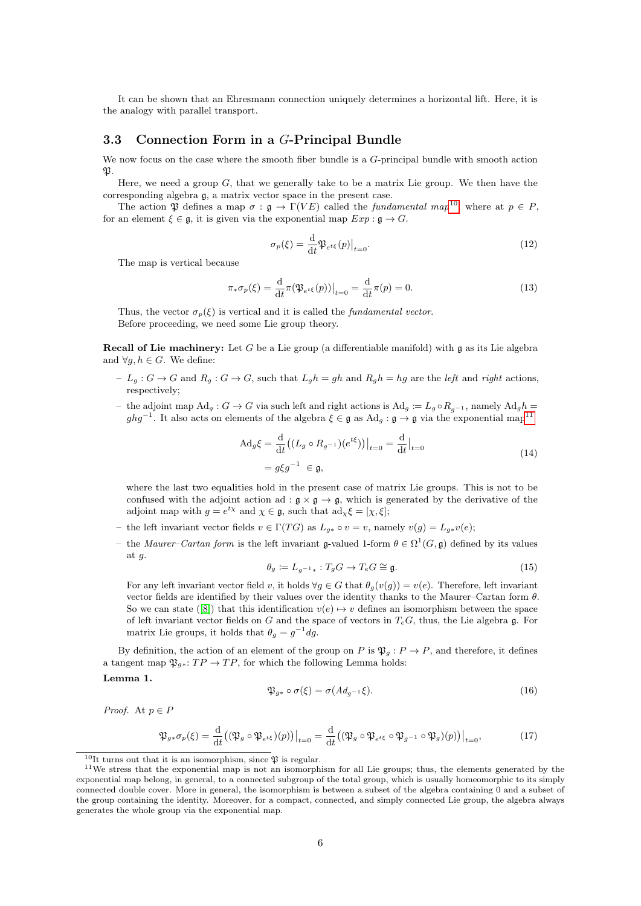It can be shown that an Ehresmann connection uniquely determines a horizontal lift. Here, it is the analogy with parallel transport.

### 3.3 Connection Form in a $G$-Principal Bundle

We now focus on the case where the smooth fiber bundle is a $G$-principal bundle with smooth action $\mathfrak{P}$.

Here, we need a group $G$, that we generally take to be a matrix Lie group. We then have the corresponding algebra $\mathfrak{g}$, a matrix vector space in the present case.

The action $\mathfrak{P}$ defines a map $\sigma : \mathfrak{g} \to \Gamma(VE)$ called the *fundamental map*[10], where at $p \in P$, for an element $\xi \in \mathfrak{g}$, it is given via the exponential map $Exp : \mathfrak{g} \to G$.

$$\sigma_p(\xi) = \frac{\mathrm{d}}{\mathrm{d}t}\mathfrak{P}_{e^{t\xi}}(p)\big|_{t=0}. \tag{12}$$

The map is vertical because

$$\pi_* \sigma_p(\xi) = \frac{\mathrm{d}}{\mathrm{d}t}\pi(\mathfrak{P}_{e^{t\xi}}(p))\big|_{t=0} = \frac{\mathrm{d}}{\mathrm{d}t}\pi(p) = 0. \tag{13}$$

Thus, the vector $\sigma_p(\xi)$ is vertical and it is called the *fundamental vector*.
Before proceeding, we need some Lie group theory.

**Recall of Lie machinery:** Let $G$ be a Lie group (a differentiable manifold) with $\mathfrak{g}$ as its Lie algebra and $\forall g, h \in G$. We define:

- $L_g : G \to G$ and $R_g : G \to G$, such that $L_g h = gh$ and $R_g h = hg$ are the *left* and *right* actions, respectively;
- the adjoint map $\mathrm{Ad}_g : G \to G$ via such left and right actions is $\mathrm{Ad}_g := L_g \circ R_{g^{-1}}$, namely $\mathrm{Ad}_g h = ghg^{-1}$. It also acts on elements of the algebra $\xi \in \mathfrak{g}$ as $\mathrm{Ad}_g : \mathfrak{g} \to \mathfrak{g}$ via the exponential map[11]

$$\begin{aligned}\mathrm{Ad}_g \xi &= \frac{\mathrm{d}}{\mathrm{d}t}\big((L_g \circ R_{g^{-1}})(e^{t\xi})\big)\big|_{t=0} = \frac{\mathrm{d}}{\mathrm{d}t}\big|_{t=0} \\ &= g\xi g^{-1} \ \in \mathfrak{g},\end{aligned} \tag{14}$$

  where the last two equalities hold in the present case of matrix Lie groups. This is not to be confused with the adjoint action $\mathrm{ad} : \mathfrak{g} \times \mathfrak{g} \to \mathfrak{g}$, which is generated by the derivative of the adjoint map with $g = e^{t\chi}$ and $\chi \in \mathfrak{g}$, such that $\mathrm{ad}_\chi \xi = [\chi, \xi]$;
- the left invariant vector fields $v \in \Gamma(TG)$ as $L_{g*} \circ v = v$, namely $v(g) = L_{g*}v(e)$;
- the *Maurer–Cartan form* is the left invariant $\mathfrak{g}$-valued 1-form $\theta \in \Omega^1(G, \mathfrak{g})$ defined by its values at $g$.

$$\theta_g := L_{g^{-1}*} : T_g G \to T_e G \cong \mathfrak{g}. \tag{15}$$

  For any left invariant vector field $v$, it holds $\forall g \in G$ that $\theta_g(v(g)) = v(e)$. Therefore, left invariant vector fields are identified by their values over the identity thanks to the Maurer–Cartan form $\theta$. So we can state ([8]) that this identification $v(e) \mapsto v$ defines an isomorphism between the space of left invariant vector fields on $G$ and the space of vectors in $T_e G$, thus, the Lie algebra $\mathfrak{g}$. For matrix Lie groups, it holds that $\theta_g = g^{-1}dg$.

By definition, the action of an element of the group on $P$ is $\mathfrak{P}_g : P \to P$, and therefore, it defines a tangent map $\mathfrak{P}_{g*} : TP \to TP$, for which the following Lemma holds:

**Lemma 1.**

$$\mathfrak{P}_{g*} \circ \sigma(\xi) = \sigma(Ad_{g^{-1}}\xi). \tag{16}$$

*Proof.* At $p \in P$

$$\mathfrak{P}_{g*}\sigma_p(\xi) = \frac{\mathrm{d}}{\mathrm{d}t}\big((\mathfrak{P}_g \circ \mathfrak{P}_{e^{t\xi}})(p)\big)\big|_{t=0} = \frac{\mathrm{d}}{\mathrm{d}t}\big((\mathfrak{P}_g \circ \mathfrak{P}_{e^{t\xi}} \circ \mathfrak{P}_{g^{-1}} \circ \mathfrak{P}_g)(p)\big)\big|_{t=0}, \tag{17}$$

---

[10] It turns out that it is an isomorphism, since $\mathfrak{P}$ is regular.

[11] We stress that the exponential map is not an isomorphism for all Lie groups; thus, the elements generated by the exponential map belong, in general, to a connected subgroup of the total group, which is usually homeomorphic to its simply connected double cover. More in general, the isomorphism is between a subset of the algebra containing 0 and a subset of the group containing the identity. Moreover, for a compact, connected, and simply connected Lie group, the algebra always generates the whole group via the exponential map.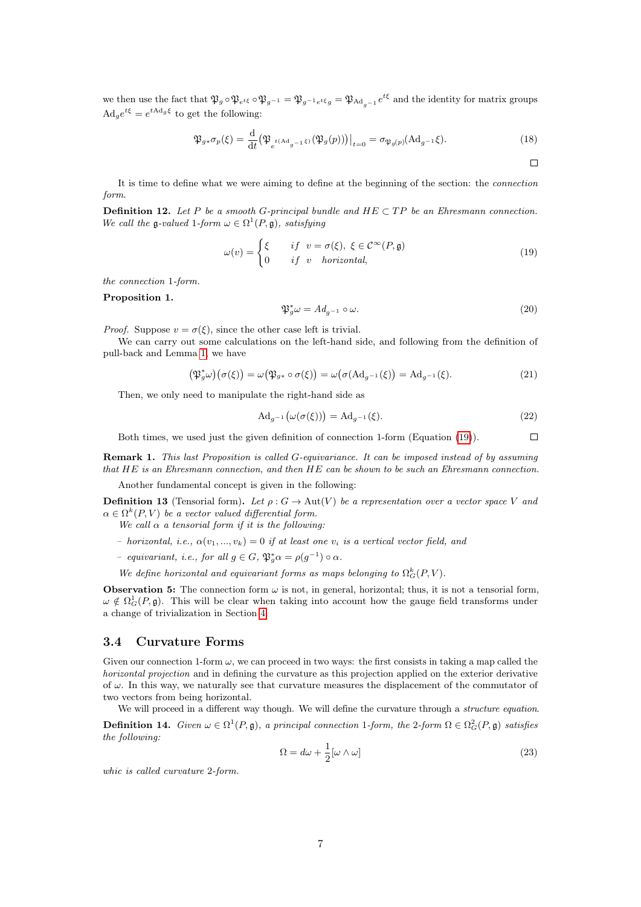we then use the fact that $\mathfrak{P}_g \circ \mathfrak{P}_{e^{t\xi}} \circ \mathfrak{P}_{g^{-1}} = \mathfrak{P}_{g^{-1}e^{t\xi}g} = \mathfrak{P}_{\mathrm{Ad}_{g^{-1}}e^{t\xi}}$ and the identity for matrix groups $\mathrm{Ad}_g e^{t\xi} = e^{t\mathrm{Ad}_g \xi}$ to get the following:

$$\mathfrak{P}_{g*}\sigma_p(\xi) = \frac{\mathrm{d}}{\mathrm{d}t}\big(\mathfrak{P}_{e^{t(\mathrm{Ad}_{g^{-1}}\xi)}}(\mathfrak{P}_g(p))\big)\big|_{t=0} = \sigma_{\mathfrak{P}_g(p)}(\mathrm{Ad}_{g^{-1}}\xi). \tag{18}$$

□

It is time to define what we were aiming to define at the beginning of the section: the *connection form*.

**Definition 12.** *Let $P$ be a smooth $G$-principal bundle and $HE \subset TP$ be an Ehresmann connection. We call the $\mathfrak{g}$-valued 1-form $\omega \in \Omega^1(P, \mathfrak{g})$, satisfying*

$$\omega(v) = \begin{cases} \xi & \text{if } \; v = \sigma(\xi), \; \xi \in \mathcal{C}^\infty(P, \mathfrak{g}) \\ 0 & \text{if } \; v \;\; \text{horizontal}, \end{cases} \tag{19}$$

*the connection 1-form.*

**Proposition 1.**

$$\mathfrak{P}_g^* \omega = Ad_{g^{-1}} \circ \omega. \tag{20}$$

*Proof.* Suppose $v = \sigma(\xi)$, since the other case left is trivial.

We can carry out some calculations on the left-hand side, and following from the definition of pull-back and Lemma 1, we have

$$\big(\mathfrak{P}_g^*\omega\big)\big(\sigma(\xi)\big) = \omega\big(\mathfrak{P}_{g*} \circ \sigma(\xi)\big) = \omega\big(\sigma(\mathrm{Ad}_{g^{-1}}(\xi)\big) = \mathrm{Ad}_{g^{-1}}(\xi). \tag{21}$$

Then, we only need to manipulate the right-hand side as

$$\mathrm{Ad}_{g^{-1}}\big(\omega(\sigma(\xi))\big) = \mathrm{Ad}_{g^{-1}}(\xi). \tag{22}$$

Both times, we used just the given definition of connection 1-form (Equation (19)). □

**Remark 1.** *This last Proposition is called G-equivariance. It can be imposed instead of by assuming that HE is an Ehresmann connection, and then HE can be shown to be such an Ehresmann connection.*

Another fundamental concept is given in the following:

**Definition 13** (Tensorial form)**.** *Let $\rho : G \to \mathrm{Aut}(V)$ be a representation over a vector space $V$ and $\alpha \in \Omega^k(P, V)$ be a vector valued differential form.*

*We call $\alpha$ a tensorial form if it is the following:*

- *horizontal, i.e., $\alpha(v_1, ..., v_k) = 0$ if at least one $v_i$ is a vertical vector field, and*
- *equivariant, i.e., for all $g \in G$, $\mathfrak{P}_g^*\alpha = \rho(g^{-1}) \circ \alpha$.*

*We define horizontal and equivariant forms as maps belonging to $\Omega^k_G(P, V)$.*

**Observation 5:** The connection form $\omega$ is not, in general, horizontal; thus, it is not a tensorial form, $\omega \notin \Omega^1_G(P, \mathfrak{g})$. This will be clear when taking into account how the gauge field transforms under a change of trivialization in Section 4.

## 3.4 Curvature Forms

Given our connection 1-form $\omega$, we can proceed in two ways: the first consists in taking a map called the *horizontal projection* and in defining the curvature as this projection applied on the exterior derivative of $\omega$. In this way, we naturally see that curvature measures the displacement of the commutator of two vectors from being horizontal.

We will proceed in a different way though. We will define the curvature through a *structure equation*.

**Definition 14.** *Given $\omega \in \Omega^1(P, \mathfrak{g})$, a principal connection 1-form, the 2-form $\Omega \in \Omega^2_G(P, \mathfrak{g})$ satisfies the following:*

$$\Omega = d\omega + \frac{1}{2}[\omega \wedge \omega] \tag{23}$$

*whic is called curvature 2-form.*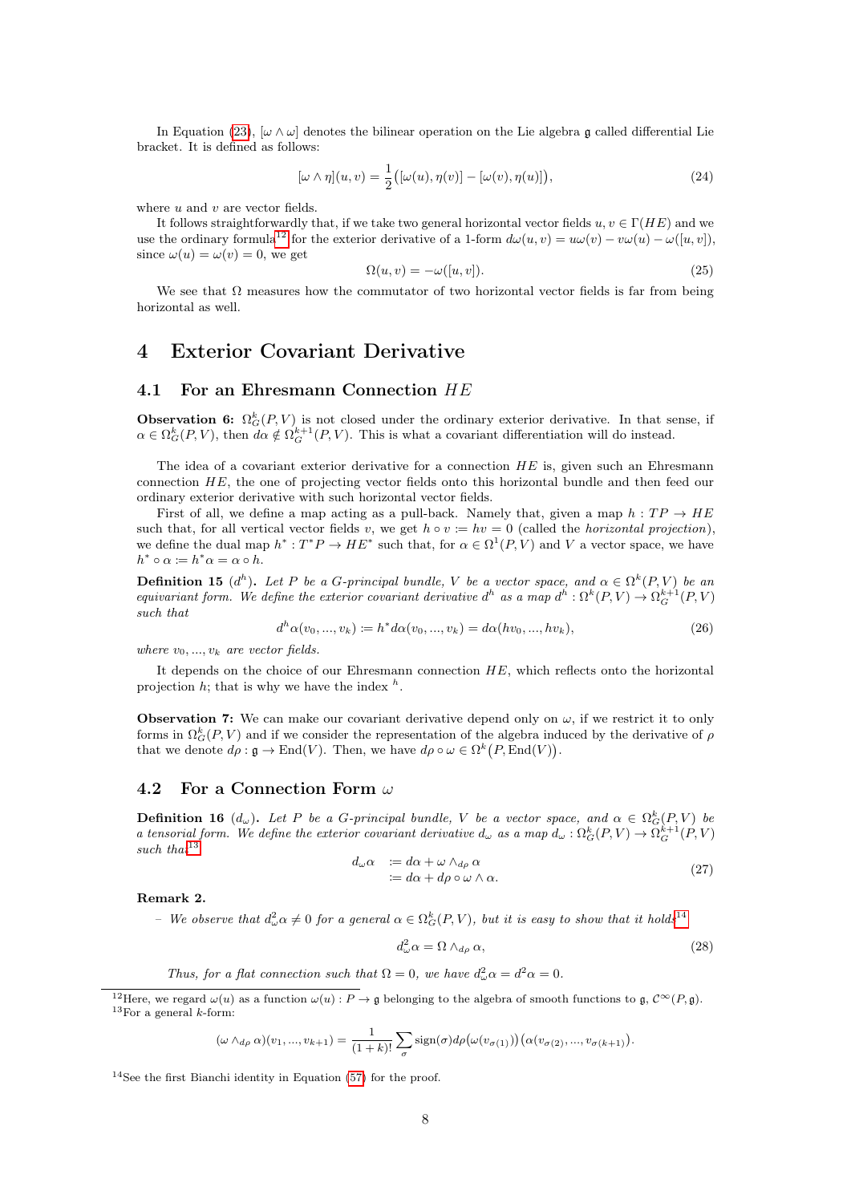In Equation (23), $[\omega \wedge \omega]$ denotes the bilinear operation on the Lie algebra $\mathfrak{g}$ called differential Lie bracket. It is defined as follows:

$$[\omega \wedge \eta](u,v) = \frac{1}{2}\big([\omega(u), \eta(v)] - [\omega(v), \eta(u)]\big), \tag{24}$$

where $u$ and $v$ are vector fields.

It follows straightforwardly that, if we take two general horizontal vector fields $u, v \in \Gamma(HE)$ and we use the ordinary formula[12] for the exterior derivative of a 1-form $d\omega(u,v) = u\omega(v) - v\omega(u) - \omega([u,v])$, since $\omega(u) = \omega(v) = 0$, we get

$$\Omega(u,v) = -\omega([u,v]). \tag{25}$$

We see that $\Omega$ measures how the commutator of two horizontal vector fields is far from being horizontal as well.

# 4 Exterior Covariant Derivative

## 4.1 For an Ehresmann Connection $HE$

**Observation 6:** $\Omega^k_G(P,V)$ is not closed under the ordinary exterior derivative. In that sense, if $\alpha \in \Omega^k_G(P,V)$, then $d\alpha \notin \Omega^{k+1}_G(P,V)$. This is what a covariant differentiation will do instead.

The idea of a covariant exterior derivative for a connection $HE$ is, given such an Ehresmann connection $HE$, the one of projecting vector fields onto this horizontal bundle and then feed our ordinary exterior derivative with such horizontal vector fields.

First of all, we define a map acting as a pull-back. Namely that, given a map $h : TP \to HE$ such that, for all vertical vector fields $v$, we get $h \circ v := hv = 0$ (called the *horizontal projection*), we define the dual map $h^* : T^*P \to HE^*$ such that, for $\alpha \in \Omega^1(P,V)$ and $V$ a vector space, we have $h^* \circ \alpha := h^*\alpha = \alpha \circ h$.

**Definition 15** ($d^h$). *Let $P$ be a $G$-principal bundle, $V$ be a vector space, and $\alpha \in \Omega^k(P,V)$ be an equivariant form. We define the exterior covariant derivative $d^h$ as a map $d^h : \Omega^k(P,V) \to \Omega^{k+1}_G(P,V)$ such that*

$$d^h\alpha(v_0, ..., v_k) := h^*d\alpha(v_0, ..., v_k) = d\alpha(hv_0, ..., hv_k), \tag{26}$$

*where $v_0, ..., v_k$ are vector fields.*

It depends on the choice of our Ehresmann connection $HE$, which reflects onto the horizontal projection $h$; that is why we have the index $^h$.

**Observation 7:** We can make our covariant derivative depend only on $\omega$, if we restrict it to only forms in $\Omega^k_G(P,V)$ and if we consider the representation of the algebra induced by the derivative of $\rho$ that we denote $d\rho : \mathfrak{g} \to \mathrm{End}(V)$. Then, we have $d\rho \circ \omega \in \Omega^k\big(P, \mathrm{End}(V)\big)$.

## 4.2 For a Connection Form $\omega$

**Definition 16** ($d_\omega$). *Let $P$ be a $G$-principal bundle, $V$ be a vector space, and $\alpha \in \Omega^k_G(P,V)$ be a tensorial form. We define the exterior covariant derivative $d_\omega$ as a map $d_\omega : \Omega^k_G(P,V) \to \Omega^{k+1}_G(P,V)$ such that*[13]

$$\begin{aligned} d_\omega\alpha \;&:= d\alpha + \omega \wedge_{d\rho} \alpha \\ &:= d\alpha + d\rho \circ \omega \wedge \alpha. \end{aligned} \tag{27}$$

**Remark 2.**

- *We observe that $d^2_\omega\alpha \neq 0$ for a general $\alpha \in \Omega^k_G(P,V)$, but it is easy to show that it holds*[14]

$$d^2_\omega\alpha = \Omega \wedge_{d\rho} \alpha, \tag{28}$$

*Thus, for a flat connection such that $\Omega = 0$, we have $d^2_\omega\alpha = d^2\alpha = 0$.*

---

[12] Here, we regard $\omega(u)$ as a function $\omega(u) : P \to \mathfrak{g}$ belonging to the algebra of smooth functions to $\mathfrak{g}$, $\mathcal{C}^\infty(P,\mathfrak{g})$.

[13] For a general $k$-form:

$$(\omega \wedge_{d\rho} \alpha)(v_1, ..., v_{k+1}) = \frac{1}{(1+k)!}\sum_\sigma \mathrm{sign}(\sigma) d\rho\big(\omega(v_{\sigma(1)})\big)\big(\alpha(v_{\sigma(2)}, ..., v_{\sigma(k+1)}\big).$$

[14] See the first Bianchi identity in Equation (57) for the proof.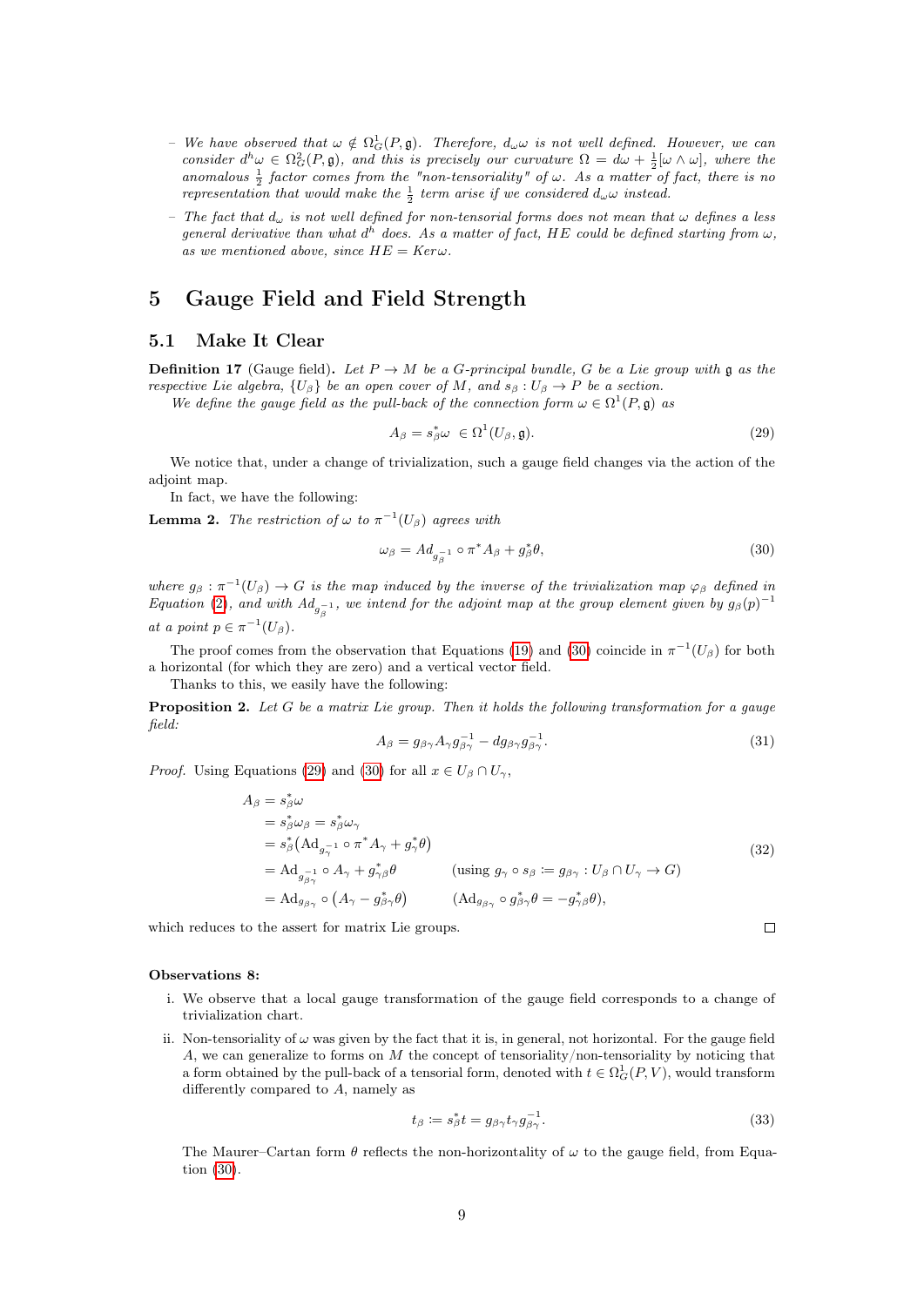- *We have observed that $\omega \notin \Omega^1_G(P,\mathfrak{g})$. Therefore, $d_\omega \omega$ is not well defined. However, we can consider $d^h\omega \in \Omega^2_G(P,\mathfrak{g})$, and this is precisely our curvature $\Omega = d\omega + \frac{1}{2}[\omega \wedge \omega]$, where the anomalous $\frac{1}{2}$ factor comes from the "non-tensoriality" of $\omega$. As a matter of fact, there is no representation that would make the $\frac{1}{2}$ term arise if we considered $d_\omega\omega$ instead.*
- *The fact that $d_\omega$ is not well defined for non-tensorial forms does not mean that $\omega$ defines a less general derivative than what $d^h$ does. As a matter of fact, $HE$ could be defined starting from $\omega$, as we mentioned above, since $HE = Ker\omega$.*

# 5 Gauge Field and Field Strength

## 5.1 Make It Clear

**Definition 17** (Gauge field)**.** *Let $P \to M$ be a $G$-principal bundle, $G$ be a Lie group with $\mathfrak{g}$ as the respective Lie algebra, $\{U_\beta\}$ be an open cover of $M$, and $s_\beta : U_\beta \to P$ be a section.*

*We define the gauge field as the pull-back of the connection form $\omega \in \Omega^1(P,\mathfrak{g})$ as*

$$A_\beta = s^*_\beta \omega \ \in \Omega^1(U_\beta,\mathfrak{g}). \tag{29}$$

We notice that, under a change of trivialization, such a gauge field changes via the action of the adjoint map.

In fact, we have the following:

**Lemma 2.** *The restriction of $\omega$ to $\pi^{-1}(U_\beta)$ agrees with*

$$\omega_\beta = Ad_{g_\beta^{-1}} \circ \pi^* A_\beta + g^*_\beta \theta, \tag{30}$$

*where $g_\beta : \pi^{-1}(U_\beta) \to G$ is the map induced by the inverse of the trivialization map $\varphi_\beta$ defined in Equation (2), and with $Ad_{g_\beta^{-1}}$, we intend for the adjoint map at the group element given by $g_\beta(p)^{-1}$ at a point $p \in \pi^{-1}(U_\beta)$.*

The proof comes from the observation that Equations (19) and (30) coincide in $\pi^{-1}(U_\beta)$ for both a horizontal (for which they are zero) and a vertical vector field.

Thanks to this, we easily have the following:

**Proposition 2.** *Let $G$ be a matrix Lie group. Then it holds the following transformation for a gauge field:*

$$A_\beta = g_{\beta\gamma} A_\gamma g_{\beta\gamma}^{-1} - dg_{\beta\gamma} g_{\beta\gamma}^{-1}. \tag{31}$$

*Proof.* Using Equations (29) and (30) for all $x \in U_\beta \cap U_\gamma$,

$$\begin{aligned}
A_\beta &= s^*_\beta \omega \\
&= s^*_\beta \omega_\beta = s^*_\beta \omega_\gamma \\
&= s^*_\beta\big(\mathrm{Ad}_{g_\gamma^{-1}} \circ \pi^* A_\gamma + g^*_\gamma \theta\big) \\
&= \mathrm{Ad}_{g_{\beta\gamma}^{-1}} \circ A_\gamma + g^*_{\gamma\beta}\theta \qquad\qquad (\text{using } g_\gamma \circ s_\beta := g_{\beta\gamma} : U_\beta \cap U_\gamma \to G) \\
&= \mathrm{Ad}_{g_{\beta\gamma}} \circ \big(A_\gamma - g^*_{\beta\gamma}\theta\big) \qquad\quad (\mathrm{Ad}_{g_{\beta\gamma}} \circ g^*_{\beta\gamma}\theta = -g^*_{\gamma\beta}\theta),
\end{aligned} \tag{32}$$

which reduces to the assert for matrix Lie groups. ∎

**Observations 8:**

i. We observe that a local gauge transformation of the gauge field corresponds to a change of trivialization chart.

ii. Non-tensoriality of $\omega$ was given by the fact that it is, in general, not horizontal. For the gauge field $A$, we can generalize to forms on $M$ the concept of tensoriality/non-tensoriality by noticing that a form obtained by the pull-back of a tensorial form, denoted with $t \in \Omega^1_G(P,V)$, would transform differently compared to $A$, namely as

$$t_\beta := s^*_\beta t = g_{\beta\gamma} t_\gamma g_{\beta\gamma}^{-1}. \tag{33}$$

The Maurer–Cartan form $\theta$ reflects the non-horizontality of $\omega$ to the gauge field, from Equation (30).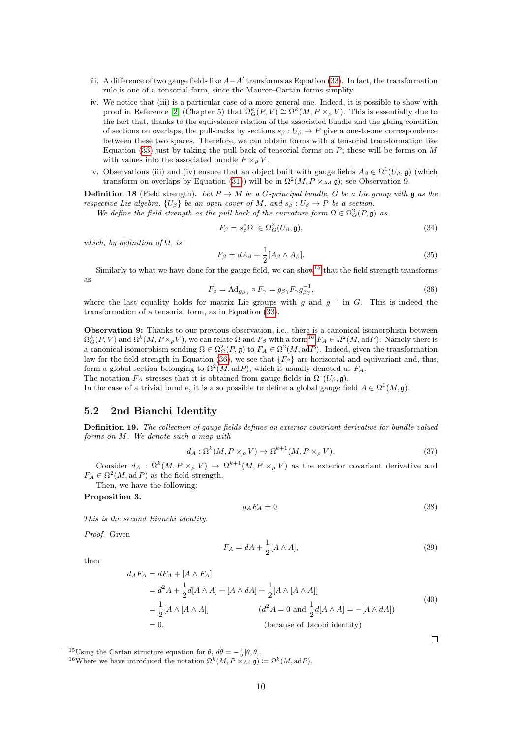iii. A difference of two gauge fields like $A - A'$ transforms as Equation (33). In fact, the transformation rule is one of a tensorial form, since the Maurer–Cartan forms simplify.

iv. We notice that (iii) is a particular case of a more general one. Indeed, it is possible to show with proof in Reference [2] (Chapter 5) that $\Omega^k_G(P, V) \cong \Omega^k(M, P \times_\rho V)$. This is essentially due to the fact that, thanks to the equivalence relation of the associated bundle and the gluing condition of sections on overlaps, the pull-backs by sections $s_\beta : U_\beta \to P$ give a one-to-one correspondence between these two spaces. Therefore, we can obtain forms with a tensorial transformation like Equation (33) just by taking the pull-back of tensorial forms on $P$; these will be forms on $M$ with values into the associated bundle $P \times_\rho V$.

v. Observations (iii) and (iv) ensure that an object built with gauge fields $A_\beta \in \Omega^1(U_\beta, \mathfrak{g})$ (which transform on overlaps by Equation (31)) will be in $\Omega^2(M, P \times_{\mathrm{Ad}} \mathfrak{g})$; see Observation 9.

**Definition 18** (Field strength)**.** *Let $P \to M$ be a $G$-principal bundle, $G$ be a Lie group with $\mathfrak{g}$ as the respective Lie algebra, $\{U_\beta\}$ be an open cover of $M$, and $s_\beta : U_\beta \to P$ be a section.*

*We define the field strength as the pull-back of the curvature form $\Omega \in \Omega^2_G(P, \mathfrak{g})$ as*

$$F_\beta = s^*_\beta \Omega \ \in \Omega^2_G(U_\beta, \mathfrak{g}), \tag{34}$$

*which, by definition of $\Omega$, is*

$$F_\beta = dA_\beta + \frac{1}{2}[A_\beta \wedge A_\beta]. \tag{35}$$

Similarly to what we have done for the gauge field, we can show[15] that the field strength transforms as

$$F_\beta = \mathrm{Ad}_{g_{\beta\gamma}} \circ F_\gamma = g_{\beta\gamma} F_\gamma g^{-1}_{\beta\gamma}, \tag{36}$$

where the last equality holds for matrix Lie groups with $g$ and $g^{-1}$ in $G$. This is indeed the transformation of a tensorial form, as in Equation (33).

**Observation 9:** Thanks to our previous observation, i.e., there is a canonical isomorphism between $\Omega^k_G(P, V)$ and $\Omega^k(M, P \times_\rho V)$, we can relate $\Omega$ and $F_\beta$ with a form[16] $F_A \in \Omega^2(M, \mathrm{ad}P)$. Namely there is a canonical isomorphism sending $\Omega \in \Omega^2_G(P, \mathfrak{g})$ to $F_A \in \Omega^2(M, \mathrm{ad}P)$. Indeed, given the transformation law for the field strength in Equation (36), we see that $\{F_\beta\}$ are horizontal and equivariant and, thus, form a global section belonging to $\Omega^2(M, \mathrm{ad}P)$, which is usually denoted as $F_A$.
The notation $F_A$ stresses that it is obtained from gauge fields in $\Omega^1(U_\beta, \mathfrak{g})$.
In the case of a trivial bundle, it is also possible to define a global gauge field $A \in \Omega^1(M, \mathfrak{g})$.

## 5.2 2nd Bianchi Identity

**Definition 19.** *The collection of gauge fields defines an exterior covariant derivative for bundle-valued forms on $M$. We denote such a map with*

$$d_A : \Omega^k(M, P \times_\rho V) \to \Omega^{k+1}(M, P \times_\rho V). \tag{37}$$

Consider $d_A : \Omega^k(M, P \times_\rho V) \to \Omega^{k+1}(M, P \times_\rho V)$ as the exterior covariant derivative and $F_A \in \Omega^2(M, \mathrm{ad}\, P)$ as the field strength.

Then, we have the following:

**Proposition 3.**

$$d_A F_A = 0. \tag{38}$$

*This is the second Bianchi identity.*

*Proof.* Given

$$F_A = dA + \frac{1}{2}[A \wedge A], \tag{39}$$

then

$$\begin{aligned} d_A F_A &= dF_A + [A \wedge F_A] \\ &= d^2 A + \frac{1}{2} d[A \wedge A] + [A \wedge dA] + \frac{1}{2}[A \wedge [A \wedge A]] \\ &= \frac{1}{2}[A \wedge [A \wedge A]] \qquad\qquad (d^2 A = 0 \text{ and } \frac{1}{2} d[A \wedge A] = -[A \wedge dA]) \\ &= 0. \qquad\qquad\qquad\qquad\qquad \text{(because of Jacobi identity)} \end{aligned} \tag{40}$$

□

[15] Using the Cartan structure equation for $\theta$, $d\theta = -\frac{1}{2}[\theta, \theta]$.

[16] Where we have introduced the notation $\Omega^k(M, P \times_{\mathrm{Ad}} \mathfrak{g}) := \Omega^k(M, \mathrm{ad}P)$.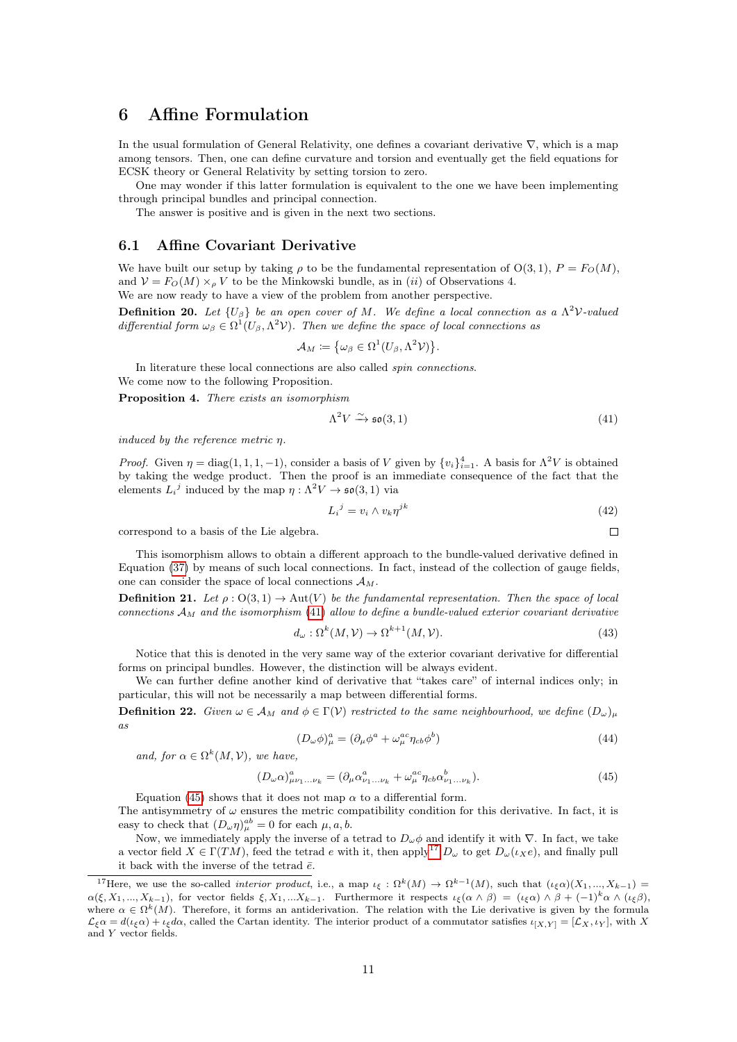# 6 Affine Formulation

In the usual formulation of General Relativity, one defines a covariant derivative $\nabla$, which is a map among tensors. Then, one can define curvature and torsion and eventually get the field equations for ECSK theory or General Relativity by setting torsion to zero.

One may wonder if this latter formulation is equivalent to the one we have been implementing through principal bundles and principal connection.

The answer is positive and is given in the next two sections.

## 6.1 Affine Covariant Derivative

We have built our setup by taking $\rho$ to be the fundamental representation of $\mathrm{O}(3,1)$, $P = F_O(M)$, and $\mathcal{V} = F_O(M) \times_\rho V$ to be the Minkowski bundle, as in $(ii)$ of Observations 4.
We are now ready to have a view of the problem from another perspective.

**Definition 20.** *Let $\{U_\beta\}$ be an open cover of $M$. We define a local connection as a $\Lambda^2\mathcal{V}$-valued differential form $\omega_\beta \in \Omega^1(U_\beta, \Lambda^2\mathcal{V})$. Then we define the space of local connections as*

$$\mathcal{A}_M \coloneqq \left\{\omega_\beta \in \Omega^1(U_\beta, \Lambda^2\mathcal{V})\right\}.$$

In literature these local connections are also called *spin connections*.
We come now to the following Proposition.

**Proposition 4.** *There exists an isomorphism*

$$\Lambda^2 V \xrightarrow{\sim} \mathfrak{so}(3,1) \tag{41}$$

*induced by the reference metric $\eta$.*

*Proof.* Given $\eta = \mathrm{diag}(1,1,1,-1)$, consider a basis of $V$ given by $\{v_i\}_{i=1}^4$. A basis for $\Lambda^2 V$ is obtained by taking the wedge product. Then the proof is an immediate consequence of the fact that the elements ${L_i}^j$ induced by the map $\eta : \Lambda^2 V \to \mathfrak{so}(3,1)$ via

$${L_i}^j = v_i \wedge v_k \eta^{jk} \tag{42}$$

correspond to a basis of the Lie algebra. $\square$

This isomorphism allows to obtain a different approach to the bundle-valued derivative defined in Equation (37) by means of such local connections. In fact, instead of the collection of gauge fields, one can consider the space of local connections $\mathcal{A}_M$.

**Definition 21.** *Let $\rho : \mathrm{O}(3,1) \to \mathrm{Aut}(V)$ be the fundamental representation. Then the space of local connections $\mathcal{A}_M$ and the isomorphism (41) allow to define a bundle-valued exterior covariant derivative*

$$d_\omega : \Omega^k(M, \mathcal{V}) \to \Omega^{k+1}(M, \mathcal{V}). \tag{43}$$

Notice that this is denoted in the very same way of the exterior covariant derivative for differential forms on principal bundles. However, the distinction will be always evident.

We can further define another kind of derivative that "takes care" of internal indices only; in particular, this will not be necessarily a map between differential forms.

**Definition 22.** *Given $\omega \in \mathcal{A}_M$ and $\phi \in \Gamma(\mathcal{V})$ restricted to the same neighbourhood, we define $(D_\omega)_\mu$ as*

$$(D_\omega \phi)^a_\mu = (\partial_\mu \phi^a + \omega^{ac}_\mu \eta_{cb} \phi^b) \tag{44}$$

*and, for $\alpha \in \Omega^k(M, \mathcal{V})$, we have,*

$$(D_\omega \alpha)^a_{\mu\nu_1\ldots\nu_k} = (\partial_\mu \alpha^a_{\nu_1\ldots\nu_k} + \omega^{ac}_\mu \eta_{cb} \alpha^b_{\nu_1\ldots\nu_k}). \tag{45}$$

Equation (45) shows that it does not map $\alpha$ to a differential form.
The antisymmetry of $\omega$ ensures the metric compatibility condition for this derivative. In fact, it is easy to check that $(D_\omega \eta)^{ab}_\mu = 0$ for each $\mu, a, b$.

Now, we immediately apply the inverse of a tetrad to $D_\omega \phi$ and identify it with $\nabla$. In fact, we take a vector field $X \in \Gamma(TM)$, feed the tetrad $e$ with it, then apply[17] $D_\omega$ to get $D_\omega(\iota_X e)$, and finally pull it back with the inverse of the tetrad $\bar{e}$.

[17] Here, we use the so-called *interior product*, i.e., a map $\iota_\xi : \Omega^k(M) \to \Omega^{k-1}(M)$, such that $(\iota_\xi \alpha)(X_1, ..., X_{k-1}) = \alpha(\xi, X_1, ..., X_{k-1})$, for vector fields $\xi, X_1, ...X_{k-1}$. Furthermore it respects $\iota_\xi(\alpha \wedge \beta) = (\iota_\xi \alpha) \wedge \beta + (-1)^k \alpha \wedge (\iota_\xi \beta)$, where $\alpha \in \Omega^k(M)$. Therefore, it forms an antiderivation. The relation with the Lie derivative is given by the formula $\mathcal{L}_\xi \alpha = d(\iota_\xi \alpha) + \iota_\xi d\alpha$, called the Cartan identity. The interior product of a commutator satisfies $\iota_{[X,Y]} = [\mathcal{L}_X, \iota_Y]$, with $X$ and $Y$ vector fields.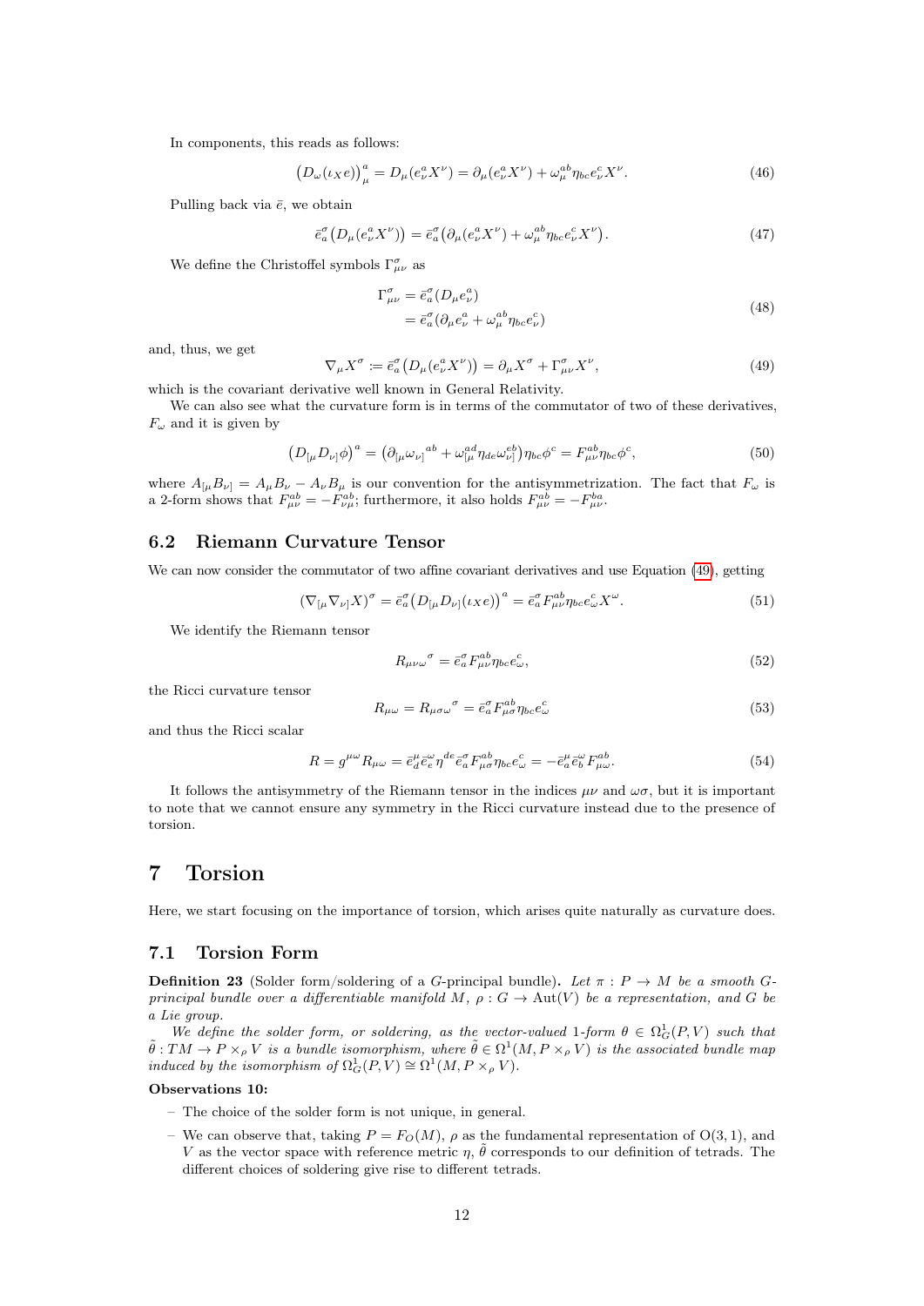In components, this reads as follows:

$$\big(D_\omega(\iota_X e)\big)^a_{\ \mu} = D_\mu(e^a_\nu X^\nu) = \partial_\mu(e^a_\nu X^\nu) + \omega_\mu^{\ ab}\eta_{bc}e^c_\nu X^\nu. \tag{46}$$

Pulling back via $\bar{e}$, we obtain

$$\bar{e}^\sigma_a\big(D_\mu(e^a_\nu X^\nu)\big) = \bar{e}^\sigma_a\big(\partial_\mu(e^a_\nu X^\nu) + \omega_\mu^{\ ab}\eta_{bc}e^c_\nu X^\nu\big). \tag{47}$$

We define the Christoffel symbols $\Gamma^\sigma_{\mu\nu}$ as

$$\begin{aligned}\Gamma^\sigma_{\mu\nu} &= \bar{e}^\sigma_a(D_\mu e^a_\nu)\\ &= \bar{e}^\sigma_a(\partial_\mu e^a_\nu + \omega_\mu^{\ ab}\eta_{bc}e^c_\nu)\end{aligned} \tag{48}$$

and, thus, we get

$$\nabla_\mu X^\sigma := \bar{e}^\sigma_a\big(D_\mu(e^a_\nu X^\nu)\big) = \partial_\mu X^\sigma + \Gamma^\sigma_{\mu\nu}X^\nu, \tag{49}$$

which is the covariant derivative well known in General Relativity.

We can also see what the curvature form is in terms of the commutator of two of these derivatives, $F_\omega$ and it is given by

$$\big(D_{[\mu}D_{\nu]}\phi\big)^a = \big(\partial_{[\mu}\omega_{\nu]}^{\ \ ab} + \omega^{ad}_{[\mu}\eta_{de}\omega^{eb}_{\nu]}\big)\eta_{bc}\phi^c = F^{ab}_{\mu\nu}\eta_{bc}\phi^c, \tag{50}$$

where $A_{[\mu}B_{\nu]} = A_\mu B_\nu - A_\nu B_\mu$ is our convention for the antisymmetrization. The fact that $F_\omega$ is a 2-form shows that $F^{ab}_{\mu\nu} = -F^{ab}_{\nu\mu}$; furthermore, it also holds $F^{ab}_{\mu\nu} = -F^{ba}_{\mu\nu}$.

## 6.2 Riemann Curvature Tensor

We can now consider the commutator of two affine covariant derivatives and use Equation (49), getting

$$(\nabla_{[\mu}\nabla_{\nu]}X)^\sigma = \bar{e}^\sigma_a\big(D_{[\mu}D_{\nu]}(\iota_X e)\big)^a = \bar{e}^\sigma_a F^{ab}_{\mu\nu}\eta_{bc}e^c_\omega X^\omega. \tag{51}$$

We identify the Riemann tensor

$$R_{\mu\nu\omega}^{\ \ \ \ \sigma} = \bar{e}^\sigma_a F^{ab}_{\mu\nu}\eta_{bc}e^c_\omega, \tag{52}$$

the Ricci curvature tensor

$$R_{\mu\omega} = R_{\mu\sigma\omega}^{\ \ \ \ \sigma} = \bar{e}^\sigma_a F^{ab}_{\mu\sigma}\eta_{bc}e^c_\omega \tag{53}$$

and thus the Ricci scalar

$$R = g^{\mu\omega}R_{\mu\omega} = \bar{e}^\mu_d\bar{e}^\omega_e\eta^{de}\bar{e}^\sigma_a F^{ab}_{\mu\sigma}\eta_{bc}e^c_\omega = -\bar{e}^\mu_a\bar{e}^\omega_b F^{ab}_{\mu\omega}. \tag{54}$$

It follows the antisymmetry of the Riemann tensor in the indices $\mu\nu$ and $\omega\sigma$, but it is important to note that we cannot ensure any symmetry in the Ricci curvature instead due to the presence of torsion.

# 7 Torsion

Here, we start focusing on the importance of torsion, which arises quite naturally as curvature does.

## 7.1 Torsion Form

**Definition 23** (Solder form/soldering of a $G$-principal bundle)**.** *Let $\pi : P \to M$ be a smooth $G$-principal bundle over a differentiable manifold $M$, $\rho : G \to \mathrm{Aut}(V)$ be a representation, and $G$ be a Lie group.*

*We define the solder form, or soldering, as the vector-valued 1-form $\theta \in \Omega^1_G(P, V)$ such that $\tilde{\theta} : TM \to P \times_\rho V$ is a bundle isomorphism, where $\tilde{\theta} \in \Omega^1(M, P \times_\rho V)$ is the associated bundle map induced by the isomorphism of $\Omega^1_G(P, V) \cong \Omega^1(M, P \times_\rho V)$.*

**Observations 10:**

- The choice of the solder form is not unique, in general.
- We can observe that, taking $P = F_O(M)$, $\rho$ as the fundamental representation of $\mathrm{O}(3,1)$, and $V$ as the vector space with reference metric $\eta$, $\tilde{\theta}$ corresponds to our definition of tetrads. The different choices of soldering give rise to different tetrads.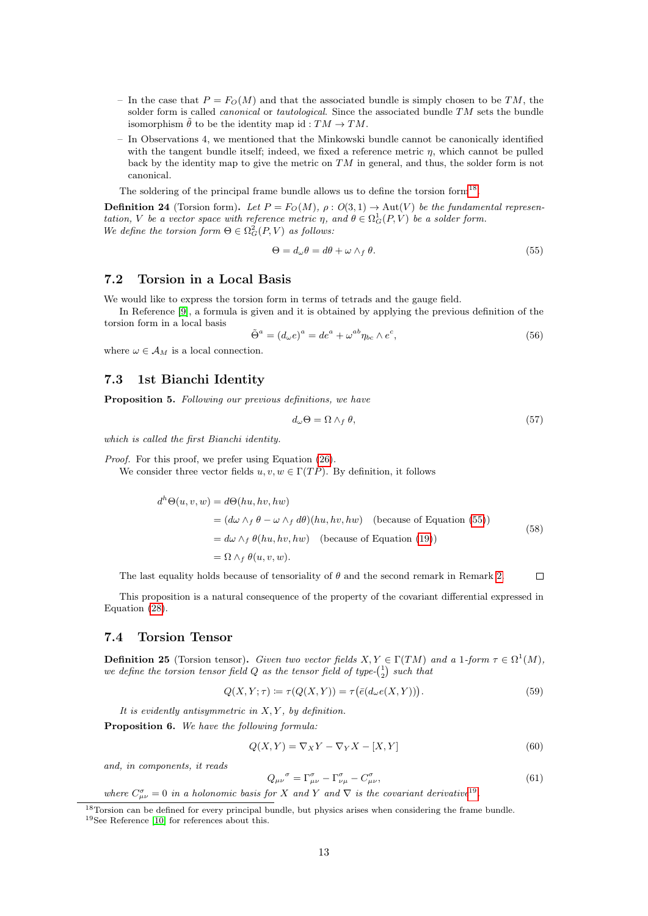– In the case that $P = F_O(M)$ and that the associated bundle is simply chosen to be $TM$, the solder form is called *canonical* or *tautological*. Since the associated bundle $TM$ sets the bundle isomorphism $\tilde{\theta}$ to be the identity map $\mathrm{id} : TM \to TM$.

– In Observations 4, we mentioned that the Minkowski bundle cannot be canonically identified with the tangent bundle itself; indeed, we fixed a reference metric $\eta$, which cannot be pulled back by the identity map to give the metric on $TM$ in general, and thus, the solder form is not canonical.

The soldering of the principal frame bundle allows us to define the torsion form[18].

**Definition 24** (Torsion form)**.** *Let $P = F_O(M)$, $\rho : O(3,1) \to \mathrm{Aut}(V)$ be the fundamental representation, $V$ be a vector space with reference metric $\eta$, and $\theta \in \Omega^1_G(P, V)$ be a solder form. We define the torsion form $\Theta \in \Omega^2_G(P, V)$ as follows:*

$$\Theta = d_\omega \theta = d\theta + \omega \wedge_f \theta. \tag{55}$$

## 7.2 Torsion in a Local Basis

We would like to express the torsion form in terms of tetrads and the gauge field.

In Reference [9], a formula is given and it is obtained by applying the previous definition of the torsion form in a local basis

$$\tilde{\Theta}^a = (d_\omega e)^a = de^a + \omega^{ab} \eta_{bc} \wedge e^c, \tag{56}$$

where $\omega \in \mathcal{A}_M$ is a local connection.

## 7.3 1st Bianchi Identity

**Proposition 5.** *Following our previous definitions, we have*

$$d_\omega \Theta = \Omega \wedge_f \theta, \tag{57}$$

*which is called the first Bianchi identity.*

*Proof.* For this proof, we prefer using Equation (26).

We consider three vector fields $u, v, w \in \Gamma(TP)$. By definition, it follows

$$\begin{aligned}
d^h \Theta(u, v, w) &= d\Theta(hu, hv, hw) \\
&= (d\omega \wedge_f \theta - \omega \wedge_f d\theta)(hu, hv, hw) \quad \text{(because of Equation (55))} \\
&= d\omega \wedge_f \theta(hu, hv, hw) \quad \text{(because of Equation (19))} \\
&= \Omega \wedge_f \theta(u, v, w).
\end{aligned} \tag{58}$$

The last equality holds because of tensoriality of $\theta$ and the second remark in Remark 2. □

This proposition is a natural consequence of the property of the covariant differential expressed in Equation (28).

## 7.4 Torsion Tensor

**Definition 25** (Torsion tensor)**.** *Given two vector fields $X, Y \in \Gamma(TM)$ and a 1-form $\tau \in \Omega^1(M)$, we define the torsion tensor field $Q$ as the tensor field of type-$\binom{1}{2}$ such that*

$$Q(X, Y; \tau) := \tau(Q(X, Y)) = \tau\big(\bar{e}(d_\omega e(X, Y))\big). \tag{59}$$

*It is evidently antisymmetric in $X, Y$, by definition.*

**Proposition 6.** *We have the following formula:*

$$Q(X, Y) = \nabla_X Y - \nabla_Y X - [X, Y] \tag{60}$$

*and, in components, it reads*

$$Q_{\mu\nu}{}^{\sigma} = \Gamma^\sigma_{\mu\nu} - \Gamma^\sigma_{\nu\mu} - C^\sigma_{\mu\nu}, \tag{61}$$

*where $C^\sigma_{\mu\nu} = 0$ in a holonomic basis for $X$ and $Y$ and $\nabla$ is the covariant derivative*[19]*.*

[18] Torsion can be defined for every principal bundle, but physics arises when considering the frame bundle.

[19] See Reference [10] for references about this.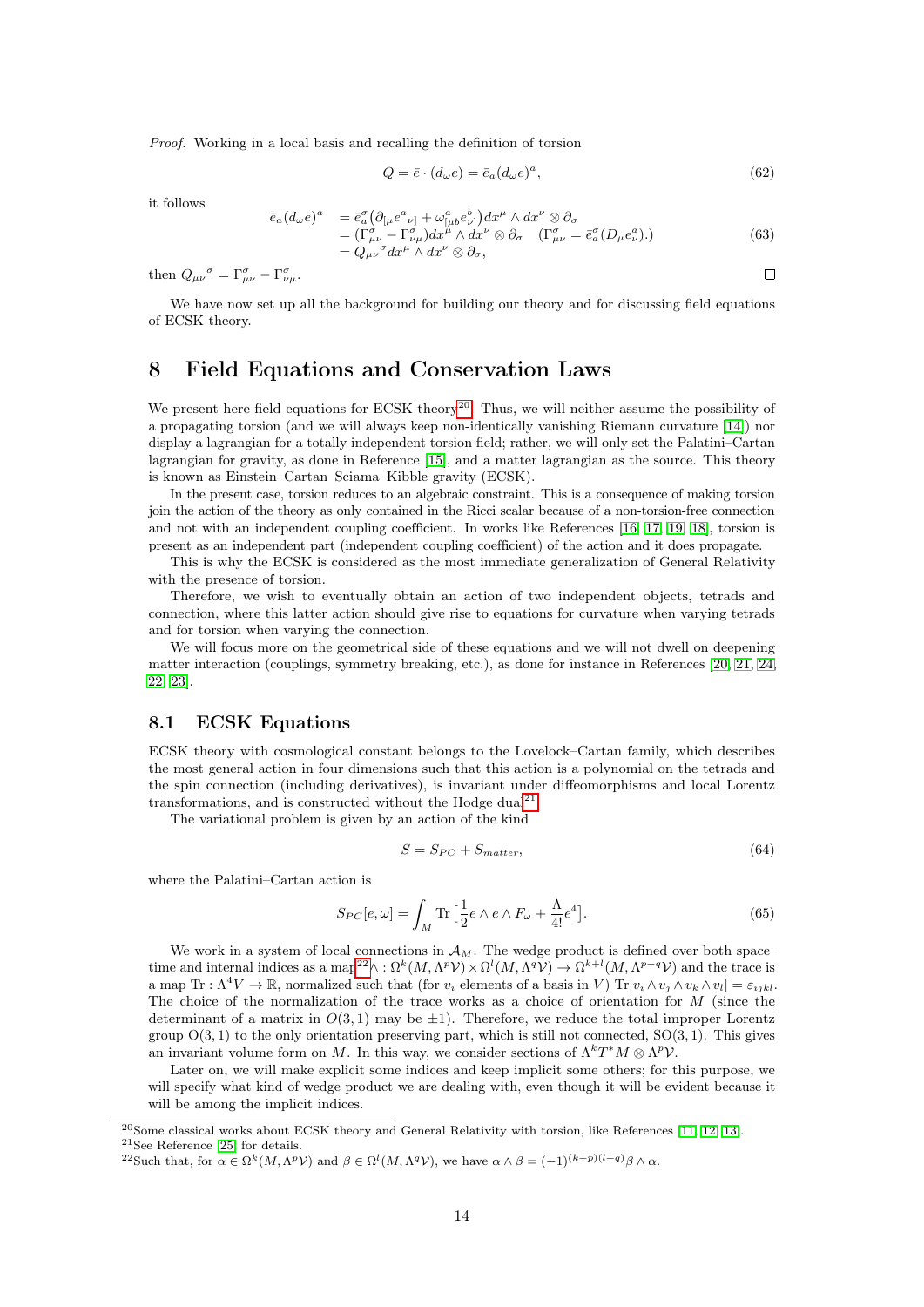*Proof.* Working in a local basis and recalling the definition of torsion

$$Q = \bar{e} \cdot (d_\omega e) = \bar{e}_a (d_\omega e)^a, \tag{62}$$

it follows

$$\begin{aligned} \bar{e}_a (d_\omega e)^a &= \bar{e}^\sigma_a \big(\partial_{[\mu} e^a{}_{\nu]} + \omega^a_{[\mu b} e^b_{\nu]}\big) dx^\mu \wedge dx^\nu \otimes \partial_\sigma \\ &= (\Gamma^\sigma_{\mu\nu} - \Gamma^\sigma_{\nu\mu}) dx^\mu \wedge dx^\nu \otimes \partial_\sigma \quad (\Gamma^\sigma_{\mu\nu} = \bar{e}^\sigma_a (D_\mu e^a_\nu).) \\ &= Q_{\mu\nu}{}^\sigma dx^\mu \wedge dx^\nu \otimes \partial_\sigma, \end{aligned} \tag{63}$$

then $Q_{\mu\nu}{}^\sigma = \Gamma^\sigma_{\mu\nu} - \Gamma^\sigma_{\nu\mu}$. □

We have now set up all the background for building our theory and for discussing field equations of ECSK theory.

# 8 Field Equations and Conservation Laws

We present here field equations for ECSK theory[20]. Thus, we will neither assume the possibility of a propagating torsion (and we will always keep non-identically vanishing Riemann curvature [14]) nor display a lagrangian for a totally independent torsion field; rather, we will only set the Palatini–Cartan lagrangian for gravity, as done in Reference [15], and a matter lagrangian as the source. This theory is known as Einstein–Cartan–Sciama–Kibble gravity (ECSK).

In the present case, torsion reduces to an algebraic constraint. This is a consequence of making torsion join the action of the theory as only contained in the Ricci scalar because of a non-torsion-free connection and not with an independent coupling coefficient. In works like References [16, 17, 19, 18], torsion is present as an independent part (independent coupling coefficient) of the action and it does propagate.

This is why the ECSK is considered as the most immediate generalization of General Relativity with the presence of torsion.

Therefore, we wish to eventually obtain an action of two independent objects, tetrads and connection, where this latter action should give rise to equations for curvature when varying tetrads and for torsion when varying the connection.

We will focus more on the geometrical side of these equations and we will not dwell on deepening matter interaction (couplings, symmetry breaking, etc.), as done for instance in References [20, 21, 24, 22, 23].

## 8.1 ECSK Equations

ECSK theory with cosmological constant belongs to the Lovelock–Cartan family, which describes the most general action in four dimensions such that this action is a polynomial on the tetrads and the spin connection (including derivatives), is invariant under diffeomorphisms and local Lorentz transformations, and is constructed without the Hodge dual[21].

The variational problem is given by an action of the kind

$$S = S_{PC} + S_{matter}, \tag{64}$$

where the Palatini–Cartan action is

$$S_{PC}[e, \omega] = \int_M \mathrm{Tr}\big[\frac{1}{2} e \wedge e \wedge F_\omega + \frac{\Lambda}{4!} e^4\big]. \tag{65}$$

We work in a system of local connections in $\mathcal{A}_M$. The wedge product is defined over both space–time and internal indices as a map[22] $\wedge : \Omega^k(M, \Lambda^p \mathcal{V}) \times \Omega^l(M, \Lambda^q \mathcal{V}) \to \Omega^{k+l}(M, \Lambda^{p+q}\mathcal{V})$ and the trace is a map $\mathrm{Tr} : \Lambda^4 V \to \mathbb{R}$, normalized such that (for $v_i$ elements of a basis in $V$) $\mathrm{Tr}[v_i \wedge v_j \wedge v_k \wedge v_l] = \varepsilon_{ijkl}$. The choice of the normalization of the trace works as a choice of orientation for $M$ (since the determinant of a matrix in $O(3,1)$ may be $\pm 1$). Therefore, we reduce the total improper Lorentz group $\mathrm{O}(3,1)$ to the only orientation preserving part, which is still not connected, $\mathrm{SO}(3,1)$. This gives an invariant volume form on $M$. In this way, we consider sections of $\Lambda^k T^*M \otimes \Lambda^p \mathcal{V}$.

Later on, we will make explicit some indices and keep implicit some others; for this purpose, we will specify what kind of wedge product we are dealing with, even though it will be evident because it will be among the implicit indices.

[20] Some classical works about ECSK theory and General Relativity with torsion, like References [11, 12, 13].

[21] See Reference [25] for details.

[22] Such that, for $\alpha \in \Omega^k(M, \Lambda^p \mathcal{V})$ and $\beta \in \Omega^l(M, \Lambda^q \mathcal{V})$, we have $\alpha \wedge \beta = (-1)^{(k+p)(l+q)} \beta \wedge \alpha$.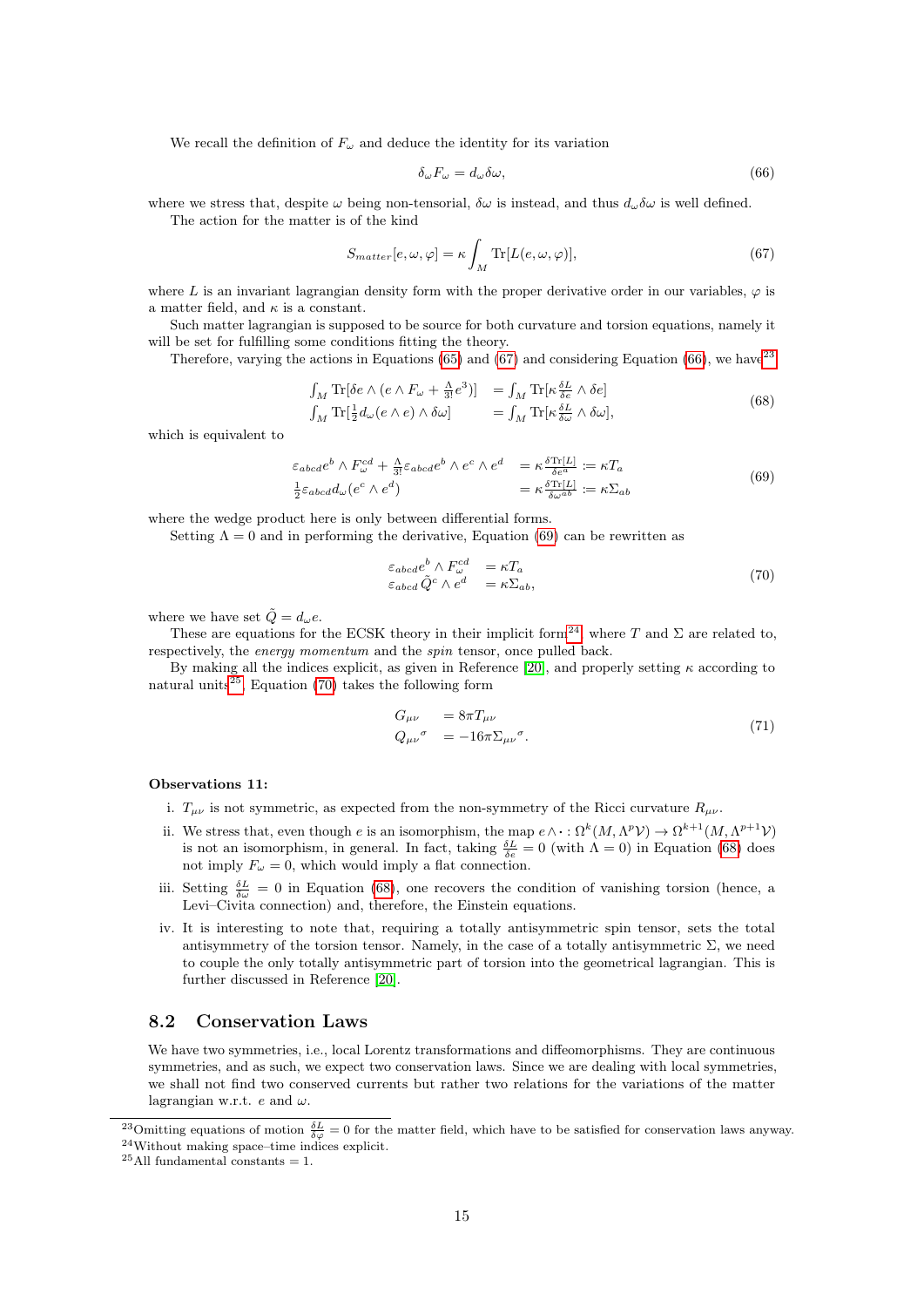We recall the definition of $F_\omega$ and deduce the identity for its variation

$$\delta_\omega F_\omega = d_\omega \delta\omega, \tag{66}$$

where we stress that, despite $\omega$ being non-tensorial, $\delta\omega$ is instead, and thus $d_\omega\delta\omega$ is well defined.

The action for the matter is of the kind

$$S_{matter}[e,\omega,\varphi] = \kappa \int_M \mathrm{Tr}[L(e,\omega,\varphi)], \tag{67}$$

where $L$ is an invariant lagrangian density form with the proper derivative order in our variables, $\varphi$ is a matter field, and $\kappa$ is a constant.

Such matter lagrangian is supposed to be source for both curvature and torsion equations, namely it will be set for fulfilling some conditions fitting the theory.

Therefore, varying the actions in Equations (65) and (67) and considering Equation (66), we have[23]

$$\begin{aligned} \int_M \mathrm{Tr}[\delta e \wedge (e \wedge F_\omega + \tfrac{\Lambda}{3!} e^3)] &= \int_M \mathrm{Tr}[\kappa \tfrac{\delta L}{\delta e} \wedge \delta e] \\ \int_M \mathrm{Tr}[\tfrac{1}{2} d_\omega (e \wedge e) \wedge \delta\omega] &= \int_M \mathrm{Tr}[\kappa \tfrac{\delta L}{\delta \omega} \wedge \delta\omega], \end{aligned} \tag{68}$$

which is equivalent to

$$\begin{aligned} \varepsilon_{abcd} e^b \wedge F^{cd}_\omega + \tfrac{\Lambda}{3!} \varepsilon_{abcd} e^b \wedge e^c \wedge e^d &= \kappa \tfrac{\delta \mathrm{Tr}[L]}{\delta e^a} := \kappa T_a \\ \tfrac{1}{2} \varepsilon_{abcd} d_\omega (e^c \wedge e^d) &= \kappa \tfrac{\delta \mathrm{Tr}[L]}{\delta \omega^{ab}} := \kappa \Sigma_{ab} \end{aligned} \tag{69}$$

where the wedge product here is only between differential forms.

Setting $\Lambda = 0$ and in performing the derivative, Equation (69) can be rewritten as

$$\begin{aligned} \varepsilon_{abcd} e^b \wedge F^{cd}_\omega &= \kappa T_a \\ \varepsilon_{abcd} \tilde{Q}^c \wedge e^d &= \kappa \Sigma_{ab}, \end{aligned} \tag{70}$$

where we have set $\tilde{Q} = d_\omega e$.

These are equations for the ECSK theory in their implicit form[24], where $T$ and $\Sigma$ are related to, respectively, the *energy momentum* and the *spin* tensor, once pulled back.

By making all the indices explicit, as given in Reference [20], and properly setting $\kappa$ according to natural units[25], Equation (70) takes the following form

$$\begin{aligned} G_{\mu\nu} &= 8\pi T_{\mu\nu} \\ Q_{\mu\nu}{}^{\sigma} &= -16\pi \Sigma_{\mu\nu}{}^{\sigma}. \end{aligned} \tag{71}$$

**Observations 11:**

i. $T_{\mu\nu}$ is not symmetric, as expected from the non-symmetry of the Ricci curvature $R_{\mu\nu}$.

ii. We stress that, even though $e$ is an isomorphism, the map $e \wedge \cdot : \Omega^k(M, \Lambda^p \mathcal{V}) \to \Omega^{k+1}(M, \Lambda^{p+1}\mathcal{V})$ is not an isomorphism, in general. In fact, taking $\frac{\delta L}{\delta e} = 0$ (with $\Lambda = 0$) in Equation (68) does not imply $F_\omega = 0$, which would imply a flat connection.

iii. Setting $\frac{\delta L}{\delta \omega} = 0$ in Equation (68), one recovers the condition of vanishing torsion (hence, a Levi–Civita connection) and, therefore, the Einstein equations.

iv. It is interesting to note that, requiring a totally antisymmetric spin tensor, sets the total antisymmetry of the torsion tensor. Namely, in the case of a totally antisymmetric $\Sigma$, we need to couple the only totally antisymmetric part of torsion into the geometrical lagrangian. This is further discussed in Reference [20].

## 8.2 Conservation Laws

We have two symmetries, i.e., local Lorentz transformations and diffeomorphisms. They are continuous symmetries, and as such, we expect two conservation laws. Since we are dealing with local symmetries, we shall not find two conserved currents but rather two relations for the variations of the matter lagrangian w.r.t. $e$ and $\omega$.

---

[23] Omitting equations of motion $\frac{\delta L}{\delta \varphi} = 0$ for the matter field, which have to be satisfied for conservation laws anyway.

[24] Without making space–time indices explicit.

[25] All fundamental constants $= 1$.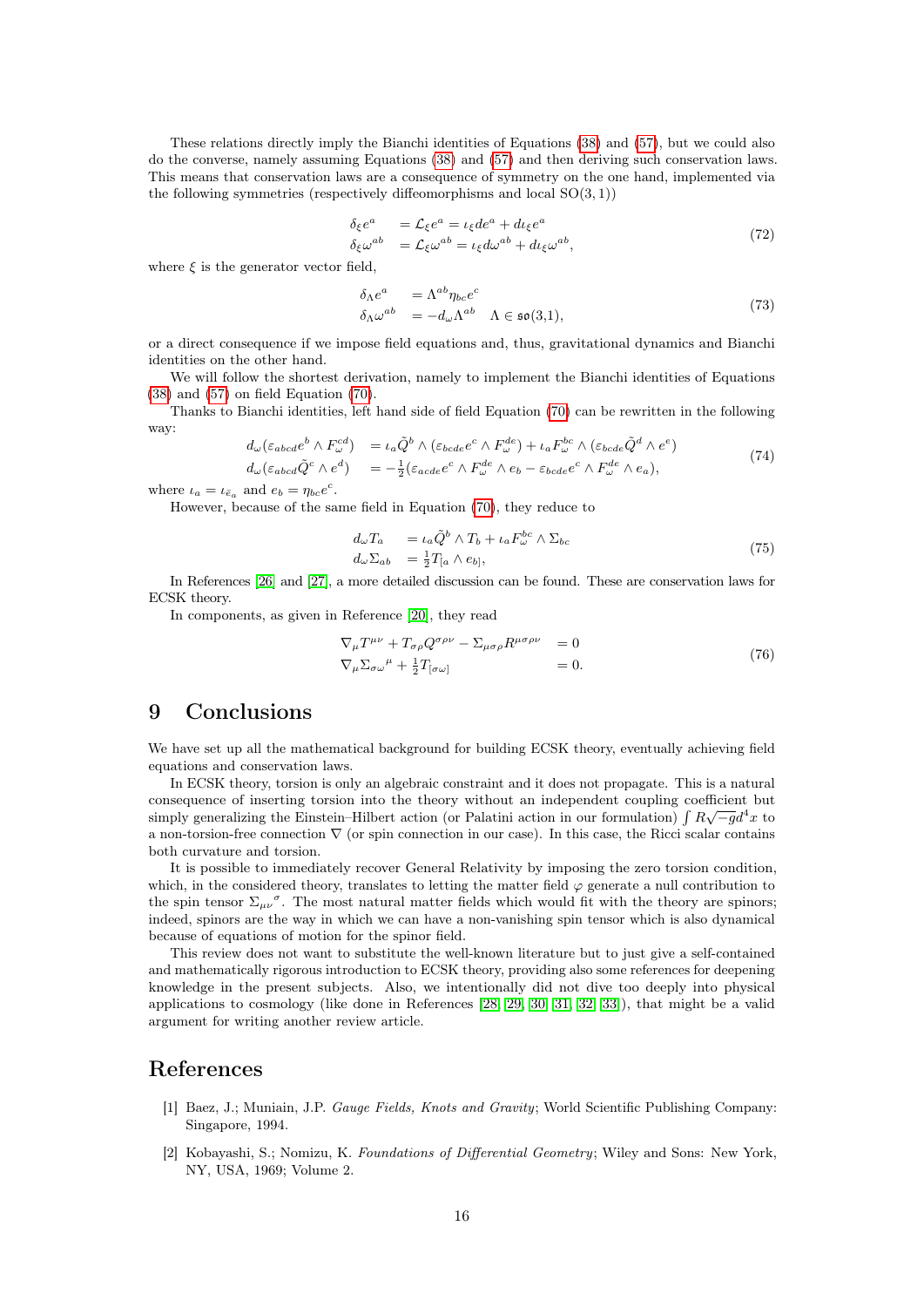These relations directly imply the Bianchi identities of Equations (38) and (57), but we could also do the converse, namely assuming Equations (38) and (57) and then deriving such conservation laws. This means that conservation laws are a consequence of symmetry on the one hand, implemented via the following symmetries (respectively diffeomorphisms and local $\mathrm{SO}(3,1)$)

$$
\begin{aligned}
\delta_\xi e^a &= \mathcal{L}_\xi e^a = \iota_\xi de^a + d\iota_\xi e^a \\
\delta_\xi \omega^{ab} &= \mathcal{L}_\xi \omega^{ab} = \iota_\xi d\omega^{ab} + d\iota_\xi \omega^{ab},
\end{aligned}
\tag{72}
$$

where $\xi$ is the generator vector field,

$$
\begin{aligned}
\delta_\Lambda e^a &= \Lambda^{ab}\eta_{bc}e^c \\
\delta_\Lambda \omega^{ab} &= -d_\omega \Lambda^{ab} \quad \Lambda \in \mathfrak{so}(3,1),
\end{aligned}
\tag{73}
$$

or a direct consequence if we impose field equations and, thus, gravitational dynamics and Bianchi identities on the other hand.

We will follow the shortest derivation, namely to implement the Bianchi identities of Equations (38) and (57) on field Equation (70).

Thanks to Bianchi identities, left hand side of field Equation (70) can be rewritten in the following way:

$$
\begin{aligned}
d_\omega(\varepsilon_{abcd}e^b \wedge F_\omega^{cd}) &= \iota_a \tilde{Q}^b \wedge (\varepsilon_{bcde}e^c \wedge F_\omega^{de}) + \iota_a F_\omega^{bc} \wedge (\varepsilon_{bcde}\tilde{Q}^d \wedge e^e) \\
d_\omega(\varepsilon_{abcd}\tilde{Q}^c \wedge e^d) &= -\tfrac{1}{2}(\varepsilon_{acde}e^c \wedge F_\omega^{de} \wedge e_b - \varepsilon_{bcde}e^c \wedge F_\omega^{de} \wedge e_a),
\end{aligned}
\tag{74}
$$

where $\iota_a = \iota_{\bar{e}_a}$ and $e_b = \eta_{bc}e^c$.

However, because of the same field in Equation (70), they reduce to

$$
\begin{aligned}
d_\omega T_a &= \iota_a \tilde{Q}^b \wedge T_b + \iota_a F_\omega^{bc} \wedge \Sigma_{bc} \\
d_\omega \Sigma_{ab} &= \tfrac{1}{2} T_{[a} \wedge e_{b]},
\end{aligned}
\tag{75}
$$

In References [26] and [27], a more detailed discussion can be found. These are conservation laws for ECSK theory.

In components, as given in Reference [20], they read

$$
\begin{aligned}
\nabla_\mu T^{\mu\nu} + T_{\sigma\rho}Q^{\sigma\rho\nu} - \Sigma_{\mu\sigma\rho}R^{\mu\sigma\rho\nu} &= 0 \\
\nabla_\mu \Sigma_{\sigma\omega}{}^{\mu} + \tfrac{1}{2}T_{[\sigma\omega]} &= 0.
\end{aligned}
\tag{76}
$$

# 9 Conclusions

We have set up all the mathematical background for building ECSK theory, eventually achieving field equations and conservation laws.

In ECSK theory, torsion is only an algebraic constraint and it does not propagate. This is a natural consequence of inserting torsion into the theory without an independent coupling coefficient but simply generalizing the Einstein–Hilbert action (or Palatini action in our formulation) $\int R\sqrt{-g}d^4x$ to a non-torsion-free connection $\nabla$ (or spin connection in our case). In this case, the Ricci scalar contains both curvature and torsion.

It is possible to immediately recover General Relativity by imposing the zero torsion condition, which, in the considered theory, translates to letting the matter field $\varphi$ generate a null contribution to the spin tensor $\Sigma_{\mu\nu}{}^{\sigma}$. The most natural matter fields which would fit with the theory are spinors; indeed, spinors are the way in which we can have a non-vanishing spin tensor which is also dynamical because of equations of motion for the spinor field.

This review does not want to substitute the well-known literature but to just give a self-contained and mathematically rigorous introduction to ECSK theory, providing also some references for deepening knowledge in the present subjects. Also, we intentionally did not dive too deeply into physical applications to cosmology (like done in References [28, 29, 30, 31, 32, 33]), that might be a valid argument for writing another review article.

# References

[1] Baez, J.; Muniain, J.P. *Gauge Fields, Knots and Gravity*; World Scientific Publishing Company: Singapore, 1994.

[2] Kobayashi, S.; Nomizu, K. *Foundations of Differential Geometry*; Wiley and Sons: New York, NY, USA, 1969; Volume 2.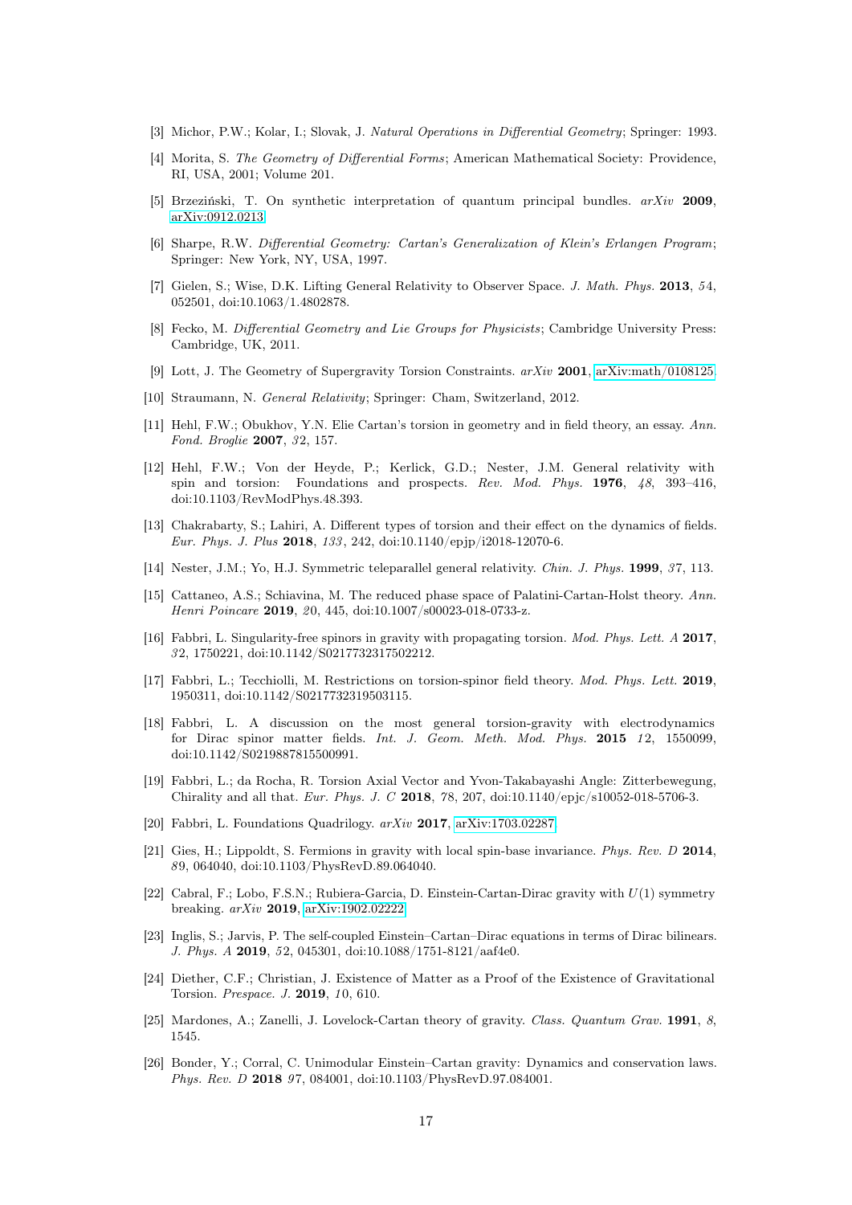[3] Michor, P.W.; Kolar, I.; Slovak, J. *Natural Operations in Differential Geometry*; Springer: 1993.

[4] Morita, S. *The Geometry of Differential Forms*; American Mathematical Society: Providence, RI, USA, 2001; Volume 201.

[5] Brzeziński, T. On synthetic interpretation of quantum principal bundles. *arXiv* **2009**, arXiv:0912.0213.

[6] Sharpe, R.W. *Differential Geometry: Cartan's Generalization of Klein's Erlangen Program*; Springer: New York, NY, USA, 1997.

[7] Gielen, S.; Wise, D.K. Lifting General Relativity to Observer Space. *J. Math. Phys.* **2013**, *54*, 052501, doi:10.1063/1.4802878.

[8] Fecko, M. *Differential Geometry and Lie Groups for Physicists*; Cambridge University Press: Cambridge, UK, 2011.

[9] Lott, J. The Geometry of Supergravity Torsion Constraints. *arXiv* **2001**, arXiv:math/0108125.

[10] Straumann, N. *General Relativity*; Springer: Cham, Switzerland, 2012.

[11] Hehl, F.W.; Obukhov, Y.N. Elie Cartan's torsion in geometry and in field theory, an essay. *Ann. Fond. Broglie* **2007**, *32*, 157.

[12] Hehl, F.W.; Von der Heyde, P.; Kerlick, G.D.; Nester, J.M. General relativity with spin and torsion: Foundations and prospects. *Rev. Mod. Phys.* **1976**, *48*, 393–416, doi:10.1103/RevModPhys.48.393.

[13] Chakrabarty, S.; Lahiri, A. Different types of torsion and their effect on the dynamics of fields. *Eur. Phys. J. Plus* **2018**, *133*, 242, doi:10.1140/epjp/i2018-12070-6.

[14] Nester, J.M.; Yo, H.J. Symmetric teleparallel general relativity. *Chin. J. Phys.* **1999**, *37*, 113.

[15] Cattaneo, A.S.; Schiavina, M. The reduced phase space of Palatini-Cartan-Holst theory. *Ann. Henri Poincare* **2019**, *20*, 445, doi:10.1007/s00023-018-0733-z.

[16] Fabbri, L. Singularity-free spinors in gravity with propagating torsion. *Mod. Phys. Lett. A* **2017**, *32*, 1750221, doi:10.1142/S0217732317502212.

[17] Fabbri, L.; Tecchiolli, M. Restrictions on torsion-spinor field theory. *Mod. Phys. Lett.* **2019**, 1950311, doi:10.1142/S0217732319503115.

[18] Fabbri, L. A discussion on the most general torsion-gravity with electrodynamics for Dirac spinor matter fields. *Int. J. Geom. Meth. Mod. Phys.* **2015** *12*, 1550099, doi:10.1142/S0219887815500991.

[19] Fabbri, L.; da Rocha, R. Torsion Axial Vector and Yvon-Takabayashi Angle: Zitterbewegung, Chirality and all that. *Eur. Phys. J. C* **2018**, *78*, 207, doi:10.1140/epjc/s10052-018-5706-3.

[20] Fabbri, L. Foundations Quadrilogy. *arXiv* **2017**, arXiv:1703.02287.

[21] Gies, H.; Lippoldt, S. Fermions in gravity with local spin-base invariance. *Phys. Rev. D* **2014**, *89*, 064040, doi:10.1103/PhysRevD.89.064040.

[22] Cabral, F.; Lobo, F.S.N.; Rubiera-Garcia, D. Einstein-Cartan-Dirac gravity with $U(1)$ symmetry breaking. *arXiv* **2019**, arXiv:1902.02222.

[23] Inglis, S.; Jarvis, P. The self-coupled Einstein–Cartan–Dirac equations in terms of Dirac bilinears. *J. Phys. A* **2019**, *52*, 045301, doi:10.1088/1751-8121/aaf4e0.

[24] Diether, C.F.; Christian, J. Existence of Matter as a Proof of the Existence of Gravitational Torsion. *Prespace. J.* **2019**, *10*, 610.

[25] Mardones, A.; Zanelli, J. Lovelock-Cartan theory of gravity. *Class. Quantum Grav.* **1991**, *8*, 1545.

[26] Bonder, Y.; Corral, C. Unimodular Einstein–Cartan gravity: Dynamics and conservation laws. *Phys. Rev. D* **2018** *97*, 084001, doi:10.1103/PhysRevD.97.084001.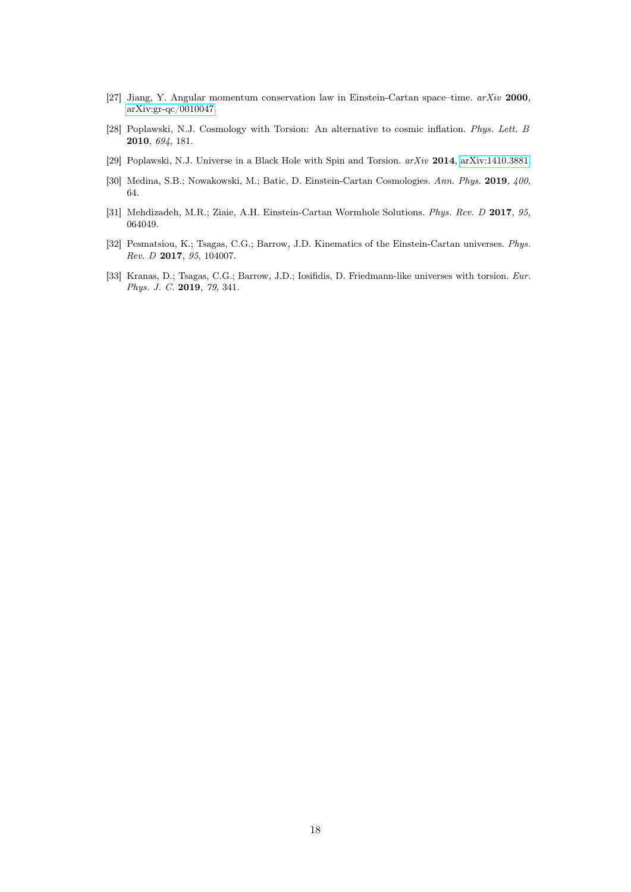[27] Jiang, Y. Angular momentum conservation law in Einstein-Cartan space–time. *arXiv* **2000**, arXiv:gr-qc/0010047.

[28] Poplawski, N.J. Cosmology with Torsion: An alternative to cosmic inflation. *Phys. Lett. B* **2010**, *694*, 181.

[29] Poplawski, N.J. Universe in a Black Hole with Spin and Torsion. *arXiv* **2014**, arXiv:1410.3881.

[30] Medina, S.B.; Nowakowski, M.; Batic, D. Einstein-Cartan Cosmologies. *Ann. Phys.* **2019**, *400*, 64.

[31] Mehdizadeh, M.R.; Ziaie, A.H. Einstein-Cartan Wormhole Solutions. *Phys. Rev. D* **2017**, *95*, 064049.

[32] Pesmatsiou, K.; Tsagas, C.G.; Barrow, J.D. Kinematics of the Einstein-Cartan universes. *Phys. Rev. D* **2017**, *95*, 104007.

[33] Kranas, D.; Tsagas, C.G.; Barrow, J.D.; Iosifidis, D. Friedmann-like universes with torsion. *Eur. Phys. J. C.* **2019**, *79*, 341.